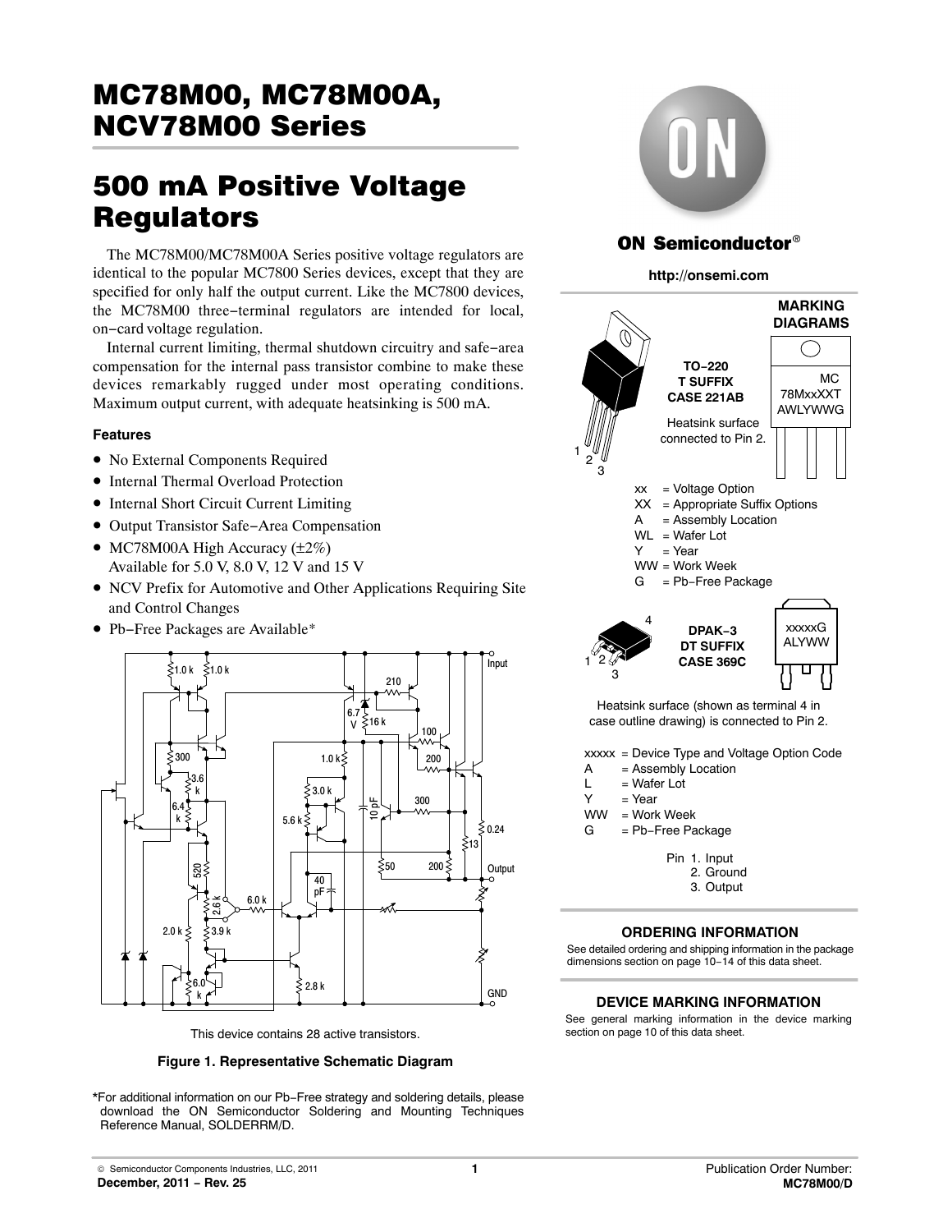# MC78M00, MC78M00A, NCV78M00 Series

# 500 mA Positive Voltage Regulators

The MC78M00/MC78M00A Series positive voltage regulators are identical to the popular MC7800 Series devices, except that they are specified for only half the output current. Like the MC7800 devices, the MC78M00 three−terminal regulators are intended for local, on−card voltage regulation.

Internal current limiting, thermal shutdown circuitry and safe−area compensation for the internal pass transistor combine to make these devices remarkably rugged under most operating conditions. Maximum output current, with adequate heatsinking is 500 mA.

### Features

- No External Components Required
- Internal Thermal Overload Protection
- Internal Short Circuit Current Limiting
- Output Transistor Safe−Area Compensation
- MC78M00A High Accuracy (±2%) Available for 5.0 V, 8.0 V, 12 V and 15 V
- NCV Prefix for Automotive and Other Applications Requiring Site and Control Changes
- Pb−Free Packages are Available*

This device contains 28 active transistors.

**Figure 1. Representative Schematic Diagram**

*For additional information on our Pb−Free strategy and soldering details, please download the ON Semiconductor Soldering and Mounting Techniques Reference Manual, SOLDERRM/D.

**ON Semiconductor®**

**http://onsemi.com**

**MARKING DIAGRAMS**

**TO−220**
**T SUFFIX**
**CASE 221AB**

Heatsink surface connected to Pin 2.

MC
78MxxXT
AWLYWWG

xx = Voltage Option
XX = Appropriate Suffix Options
A = Assembly Location
WL = Wafer Lot
Y = Year
WW = Work Week
G = Pb−Free Package

**DPAK−3**
**DT SUFFIX**
**CASE 369C**

xxxxxG
ALYWW

Heatsink surface (shown as terminal 4 in case outline drawing) is connected to Pin 2.

xxxxx = Device Type and Voltage Option Code
A = Assembly Location
L = Wafer Lot
Y = Year
WW = Work Week
G = Pb−Free Package

Pin 1. Input
2. Ground
3. Output

### ORDERING INFORMATION

See detailed ordering and shipping information in the package dimensions section on page 10−14 of this data sheet.

### DEVICE MARKING INFORMATION

See general marking information in the device marking section on page 10 of this data sheet.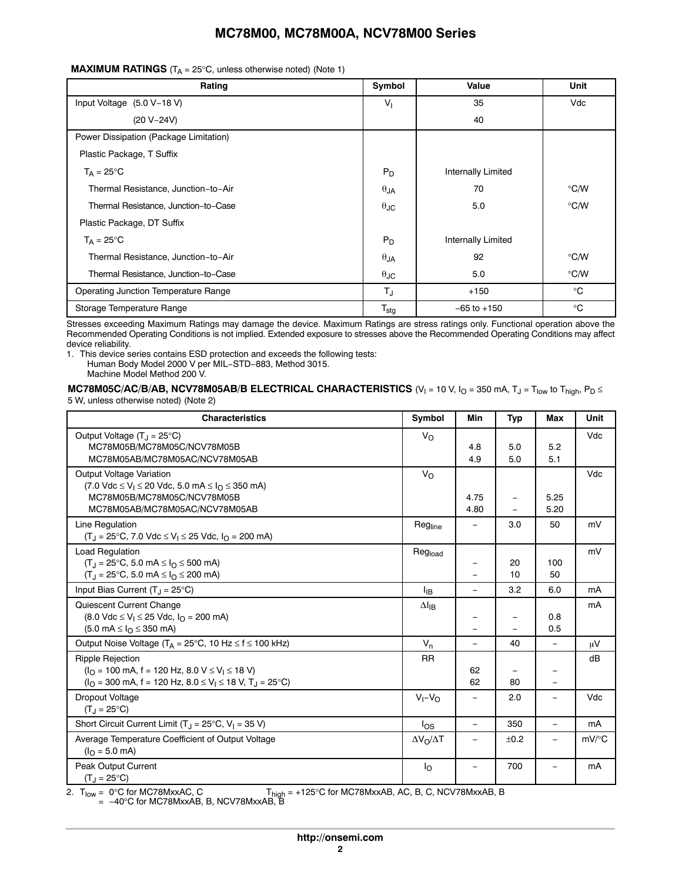**MAXIMUM RATINGS** ($T_A$ = 25°C, unless otherwise noted) (Note 1)

| Rating | Symbol | Value | Unit |
|---|---|---|---|
| Input Voltage (5.0 V−18 V) | $V_I$ | 35 | Vdc |
| (20 V−24V) | | 40 | |
| Power Dissipation (Package Limitation) | | | |
| Plastic Package, T Suffix | | | |
| $T_A$ = 25°C | $P_D$ | Internally Limited | |
| Thermal Resistance, Junction−to−Air | $\theta_{JA}$ | 70 | °C/W |
| Thermal Resistance, Junction−to−Case | $\theta_{JC}$ | 5.0 | °C/W |
| Plastic Package, DT Suffix | | | |
| $T_A$ = 25°C | $P_D$ | Internally Limited | |
| Thermal Resistance, Junction−to−Air | $\theta_{JA}$ | 92 | °C/W |
| Thermal Resistance, Junction−to−Case | $\theta_{JC}$ | 5.0 | °C/W |
| Operating Junction Temperature Range | $T_J$ | +150 | °C |
| Storage Temperature Range | $T_{stg}$ | −65 to +150 | °C |

Stresses exceeding Maximum Ratings may damage the device. Maximum Ratings are stress ratings only. Functional operation above the Recommended Operating Conditions is not implied. Extended exposure to stresses above the Recommended Operating Conditions may affect device reliability.

1. This device series contains ESD protection and exceeds the following tests:
   Human Body Model 2000 V per MIL−STD−883, Method 3015.
   Machine Model Method 200 V.

**MC78M05C/AC/B/AB, NCV78M05AB/B ELECTRICAL CHARACTERISTICS** ($V_I$ = 10 V, $I_O$ = 350 mA, $T_J$ = $T_{low}$ to $T_{high}$, $P_D \le$ 5 W, unless otherwise noted) (Note 2)

| Characteristics | Symbol | Min | Typ | Max | Unit |
|---|---|---|---|---|---|
| Output Voltage ($T_J$ = 25°C) | $V_O$ | | | | Vdc |
| MC78M05B/MC78M05C/NCV78M05B | | 4.8 | 5.0 | 5.2 | |
| MC78M05AB/MC78M05AC/NCV78M05AB | | 4.9 | 5.0 | 5.1 | |
| Output Voltage Variation (7.0 Vdc ≤ $V_I$ ≤ 20 Vdc, 5.0 mA ≤ $I_O$ ≤ 350 mA) | $V_O$ | | | | Vdc |
| MC78M05B/MC78M05C/NCV78M05B | | 4.75 | − | 5.25 | |
| MC78M05AB/MC78M05AC/NCV78M05AB | | 4.80 | − | 5.20 | |
| Line Regulation ($T_J$ = 25°C, 7.0 Vdc ≤ $V_I$ ≤ 25 Vdc, $I_O$ = 200 mA) | $Reg_{line}$ | − | 3.0 | 50 | mV |
| Load Regulation | $Reg_{load}$ | | | | mV |
| ($T_J$ = 25°C, 5.0 mA ≤ $I_O$ ≤ 500 mA) | | − | 20 | 100 | |
| ($T_J$ = 25°C, 5.0 mA ≤ $I_O$ ≤ 200 mA) | | − | 10 | 50 | |
| Input Bias Current ($T_J$ = 25°C) | $I_{IB}$ | − | 3.2 | 6.0 | mA |
| Quiescent Current Change | $\Delta I_{IB}$ | | | | mA |
| (8.0 Vdc ≤ $V_I$ ≤ 25 Vdc, $I_O$ = 200 mA) | | − | − | 0.8 | |
| (5.0 mA ≤ $I_O$ ≤ 350 mA) | | − | − | 0.5 | |
| Output Noise Voltage ($T_A$ = 25°C, 10 Hz ≤ f ≤ 100 kHz) | $V_n$ | − | 40 | − | μV |
| Ripple Rejection | RR | | | | dB |
| ($I_O$ = 100 mA, f = 120 Hz, 8.0 V ≤ $V_I$ ≤ 18 V) | | 62 | − | − | |
| ($I_O$ = 300 mA, f = 120 Hz, 8.0 ≤ $V_I$ ≤ 18 V, $T_J$ = 25°C) | | 62 | 80 | − | |
| Dropout Voltage ($T_J$ = 25°C) | $V_I - V_O$ | − | 2.0 | − | Vdc |
| Short Circuit Current Limit ($T_J$ = 25°C, $V_I$ = 35 V) | $I_{OS}$ | − | 350 | − | mA |
| Average Temperature Coefficient of Output Voltage ($I_O$ = 5.0 mA) | $\Delta V_O/\Delta T$ | − | ±0.2 | − | mV/°C |
| Peak Output Current ($T_J$ = 25°C) | $I_O$ | − | 700 | − | mA |

2. $T_{low}$ = 0°C for MC78MxxAC, C; = −40°C for MC78MxxAB, B, NCV78MxxAB, B. $T_{high}$ = +125°C for MC78MxxAB, AC, B, C, NCV78MxxAB, B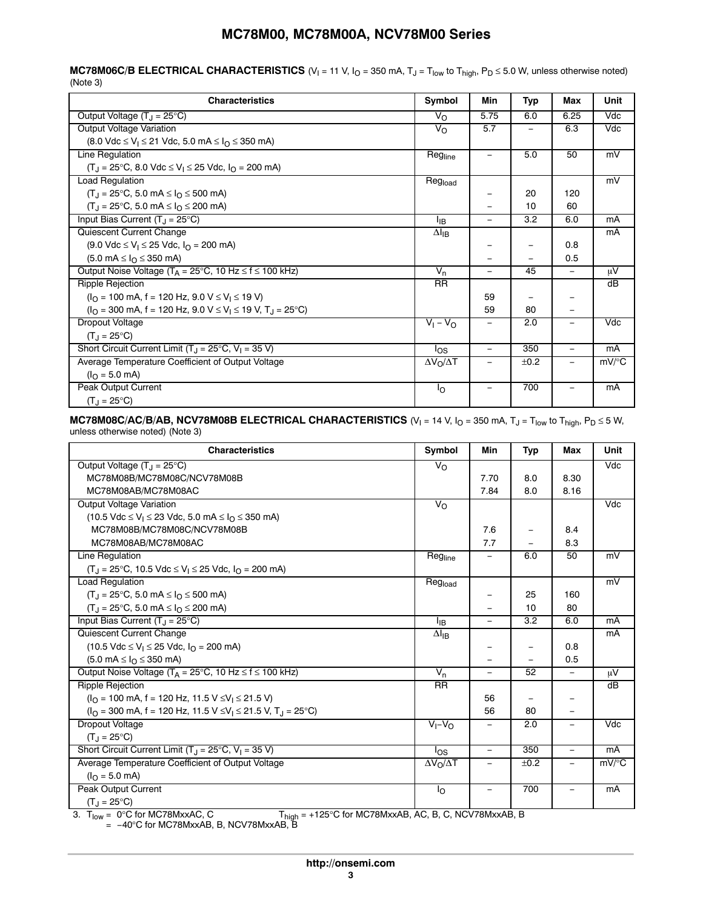**MC78M06C/B ELECTRICAL CHARACTERISTICS** ($V_I$ = 11 V, $I_O$ = 350 mA, $T_J$ = $T_{low}$ to $T_{high}$, $P_D$ ≤ 5.0 W, unless otherwise noted) (Note 3)

| Characteristics | Symbol | Min | Typ | Max | Unit |
|---|---|---|---|---|---|
| Output Voltage ($T_J$ = 25°C) | $V_O$ | 5.75 | 6.0 | 6.25 | Vdc |
| Output Voltage Variation (8.0 Vdc ≤ $V_I$ ≤ 21 Vdc, 5.0 mA ≤ $I_O$ ≤ 350 mA) | $V_O$ | 5.7 | – | 6.3 | Vdc |
| Line Regulation ($T_J$ = 25°C, 8.0 Vdc ≤ $V_I$ ≤ 25 Vdc, $I_O$ = 200 mA) | $Reg_{line}$ | – | 5.0 | 50 | mV |
| Load Regulation | $Reg_{load}$ | | | | mV |
| ($T_J$ = 25°C, 5.0 mA ≤ $I_O$ ≤ 500 mA) | | – | 20 | 120 | |
| ($T_J$ = 25°C, 5.0 mA ≤ $I_O$ ≤ 200 mA) | | – | 10 | 60 | |
| Input Bias Current ($T_J$ = 25°C) | $I_{IB}$ | – | 3.2 | 6.0 | mA |
| Quiescent Current Change | $\Delta I_{IB}$ | | | | mA |
| (9.0 Vdc ≤ $V_I$ ≤ 25 Vdc, $I_O$ = 200 mA) | | – | – | 0.8 | |
| (5.0 mA ≤ $I_O$ ≤ 350 mA) | | – | – | 0.5 | |
| Output Noise Voltage ($T_A$ = 25°C, 10 Hz ≤ f ≤ 100 kHz) | $V_n$ | – | 45 | – | μV |
| Ripple Rejection | RR | | | | dB |
| ($I_O$ = 100 mA, f = 120 Hz, 9.0 V ≤ $V_I$ ≤ 19 V) | | 59 | – | – | |
| ($I_O$ = 300 mA, f = 120 Hz, 9.0 V ≤ $V_I$ ≤ 19 V, $T_J$ = 25°C) | | 59 | 80 | – | |
| Dropout Voltage ($T_J$ = 25°C) | $V_I - V_O$ | – | 2.0 | – | Vdc |
| Short Circuit Current Limit ($T_J$ = 25°C, $V_I$ = 35 V) | $I_{OS}$ | – | 350 | – | mA |
| Average Temperature Coefficient of Output Voltage ($I_O$ = 5.0 mA) | $\Delta V_O/\Delta T$ | – | ±0.2 | – | mV/°C |
| Peak Output Current ($T_J$ = 25°C) | $I_O$ | – | 700 | – | mA |

**MC78M08C/AC/B/AB, NCV78M08B ELECTRICAL CHARACTERISTICS** ($V_I$ = 14 V, $I_O$ = 350 mA, $T_J$ = $T_{low}$ to $T_{high}$, $P_D$ ≤ 5 W, unless otherwise noted) (Note 3)

| Characteristics | Symbol | Min | Typ | Max | Unit |
|---|---|---|---|---|---|
| Output Voltage ($T_J$ = 25°C) | $V_O$ | | | | Vdc |
| MC78M08B/MC78M08C/NCV78M08B | | 7.70 | 8.0 | 8.30 | |
| MC78M08AB/MC78M08AC | | 7.84 | 8.0 | 8.16 | |
| Output Voltage Variation | $V_O$ | | | | Vdc |
| (10.5 Vdc ≤ $V_I$ ≤ 23 Vdc, 5.0 mA ≤ $I_O$ ≤ 350 mA) | | | | | |
| MC78M08B/MC78M08C/NCV78M08B | | 7.6 | – | 8.4 | |
| MC78M08AB/MC78M08AC | | 7.7 | – | 8.3 | |
| Line Regulation ($T_J$ = 25°C, 10.5 Vdc ≤ $V_I$ ≤ 25 Vdc, $I_O$ = 200 mA) | $Reg_{line}$ | – | 6.0 | 50 | mV |
| Load Regulation | $Reg_{load}$ | | | | mV |
| ($T_J$ = 25°C, 5.0 mA ≤ $I_O$ ≤ 500 mA) | | – | 25 | 160 | |
| ($T_J$ = 25°C, 5.0 mA ≤ $I_O$ ≤ 200 mA) | | – | 10 | 80 | |
| Input Bias Current ($T_J$ = 25°C) | $I_{IB}$ | – | 3.2 | 6.0 | mA |
| Quiescent Current Change | $\Delta I_{IB}$ | | | | mA |
| (10.5 Vdc ≤ $V_I$ ≤ 25 Vdc, $I_O$ = 200 mA) | | – | – | 0.8 | |
| (5.0 mA ≤ $I_O$ ≤ 350 mA) | | – | – | 0.5 | |
| Output Noise Voltage ($T_A$ = 25°C, 10 Hz ≤ f ≤ 100 kHz) | $V_n$ | – | 52 | – | μV |
| Ripple Rejection | RR | | | | dB |
| ($I_O$ = 100 mA, f = 120 Hz, 11.5 V ≤ $V_I$ ≤ 21.5 V) | | 56 | – | – | |
| ($I_O$ = 300 mA, f = 120 Hz, 11.5 V ≤ $V_I$ ≤ 21.5 V, $T_J$ = 25°C) | | 56 | 80 | – | |
| Dropout Voltage ($T_J$ = 25°C) | $V_I - V_O$ | – | 2.0 | – | Vdc |
| Short Circuit Current Limit ($T_J$ = 25°C, $V_I$ = 35 V) | $I_{OS}$ | – | 350 | – | mA |
| Average Temperature Coefficient of Output Voltage ($I_O$ = 5.0 mA) | $\Delta V_O/\Delta T$ | – | ±0.2 | – | mV/°C |
| Peak Output Current ($T_J$ = 25°C) | $I_O$ | – | 700 | – | mA |

3. $T_{low}$ = 0°C for MC78MxxAC, C; = −40°C for MC78MxxAB, B, NCV78MxxAB, B. $T_{high}$ = +125°C for MC78MxxAB, AC, B, C, NCV78MxxAB, B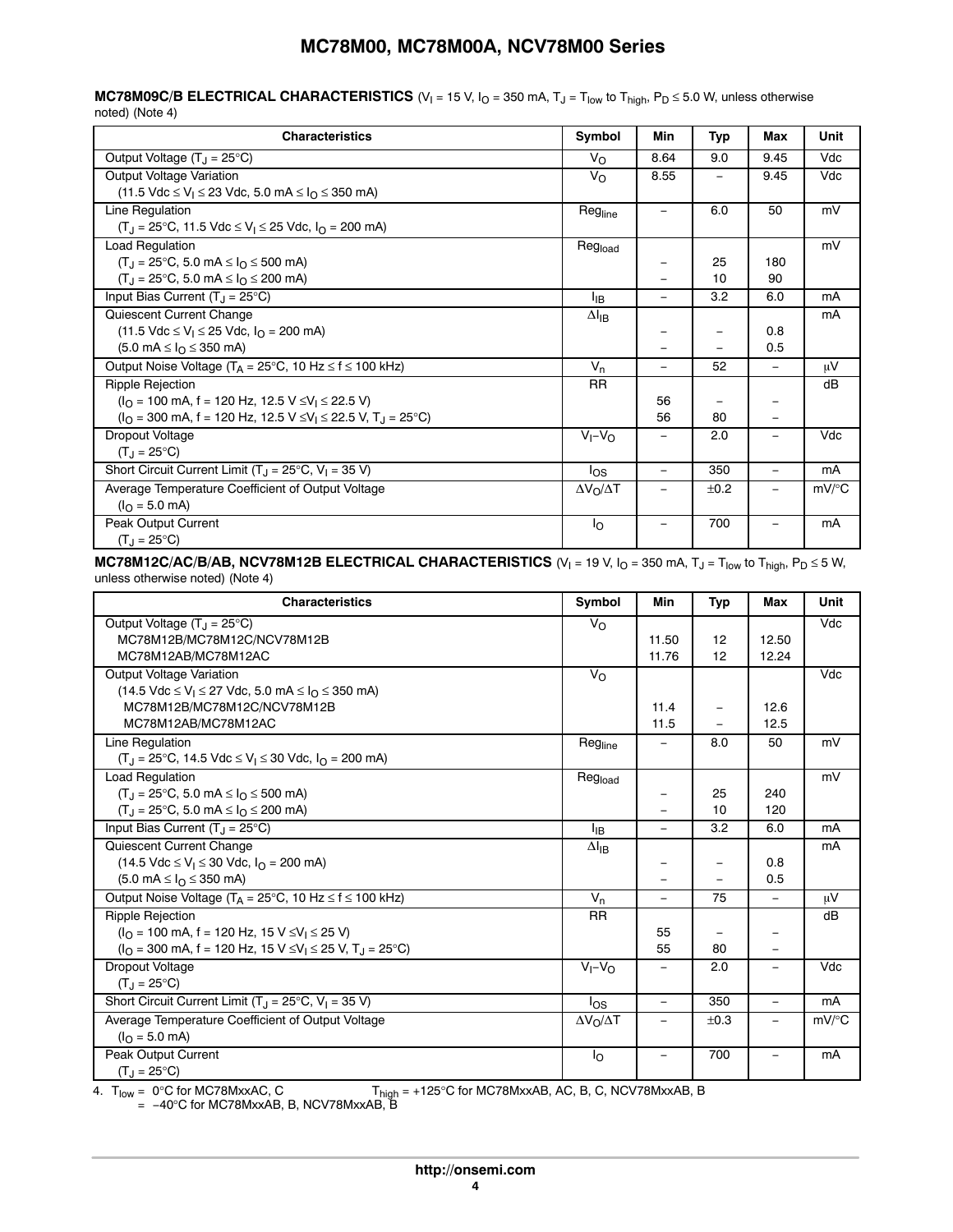**MC78M09C/B ELECTRICAL CHARACTERISTICS** ($V_I$ = 15 V, $I_O$ = 350 mA, $T_J$ = $T_{low}$ to $T_{high}$, $P_D$ ≤ 5.0 W, unless otherwise noted) (Note 4)

| Characteristics | Symbol | Min | Typ | Max | Unit |
|---|---|---|---|---|---|
| Output Voltage ($T_J$ = 25°C) | $V_O$ | 8.64 | 9.0 | 9.45 | Vdc |
| Output Voltage Variation<br>(11.5 Vdc ≤ $V_I$ ≤ 23 Vdc, 5.0 mA ≤ $I_O$ ≤ 350 mA) | $V_O$ | 8.55 | – | 9.45 | Vdc |
| Line Regulation<br>($T_J$ = 25°C, 11.5 Vdc ≤ $V_I$ ≤ 25 Vdc, $I_O$ = 200 mA) | $Reg_{line}$ | – | 6.0 | 50 | mV |
| Load Regulation<br>($T_J$ = 25°C, 5.0 mA ≤ $I_O$ ≤ 500 mA)<br>($T_J$ = 25°C, 5.0 mA ≤ $I_O$ ≤ 200 mA) | $Reg_{load}$ | <br>–<br>– | <br>25<br>10 | <br>180<br>90 | mV |
| Input Bias Current ($T_J$ = 25°C) | $I_{IB}$ | – | 3.2 | 6.0 | mA |
| Quiescent Current Change<br>(11.5 Vdc ≤ $V_I$ ≤ 25 Vdc, $I_O$ = 200 mA)<br>(5.0 mA ≤ $I_O$ ≤ 350 mA) | $\Delta I_{IB}$ | <br>–<br>– | <br>–<br>– | <br>0.8<br>0.5 | mA |
| Output Noise Voltage ($T_A$ = 25°C, 10 Hz ≤ f ≤ 100 kHz) | $V_n$ | – | 52 | – | μV |
| Ripple Rejection<br>($I_O$ = 100 mA, f = 120 Hz, 12.5 V ≤ $V_I$ ≤ 22.5 V)<br>($I_O$ = 300 mA, f = 120 Hz, 12.5 V ≤ $V_I$ ≤ 22.5 V, $T_J$ = 25°C) | RR | <br>56<br>56 | <br>–<br>80 | <br>–<br>– | dB |
| Dropout Voltage<br>($T_J$ = 25°C) | $V_I$–$V_O$ | – | 2.0 | – | Vdc |
| Short Circuit Current Limit ($T_J$ = 25°C, $V_I$ = 35 V) | $I_{OS}$ | – | 350 | – | mA |
| Average Temperature Coefficient of Output Voltage<br>($I_O$ = 5.0 mA) | $\Delta V_O/\Delta T$ | – | ±0.2 | – | mV/°C |
| Peak Output Current<br>($T_J$ = 25°C) | $I_O$ | – | 700 | – | mA |

**MC78M12C/AC/B/AB, NCV78M12B ELECTRICAL CHARACTERISTICS** ($V_I$ = 19 V, $I_O$ = 350 mA, $T_J$ = $T_{low}$ to $T_{high}$, $P_D$ ≤ 5 W, unless otherwise noted) (Note 4)

| Characteristics | Symbol | Min | Typ | Max | Unit |
|---|---|---|---|---|---|
| Output Voltage ($T_J$ = 25°C)<br>MC78M12B/MC78M12C/NCV78M12B<br>MC78M12AB/MC78M12AC | $V_O$ | <br>11.50<br>11.76 | <br>12<br>12 | <br>12.50<br>12.24 | Vdc |
| Output Voltage Variation<br>(14.5 Vdc ≤ $V_I$ ≤ 27 Vdc, 5.0 mA ≤ $I_O$ ≤ 350 mA)<br>MC78M12B/MC78M12C/NCV78M12B<br>MC78M12AB/MC78M12AC | $V_O$ | <br><br>11.4<br>11.5 | <br><br>–<br>– | <br><br>12.6<br>12.5 | Vdc |
| Line Regulation<br>($T_J$ = 25°C, 14.5 Vdc ≤ $V_I$ ≤ 30 Vdc, $I_O$ = 200 mA) | $Reg_{line}$ | – | 8.0 | 50 | mV |
| Load Regulation<br>($T_J$ = 25°C, 5.0 mA ≤ $I_O$ ≤ 500 mA)<br>($T_J$ = 25°C, 5.0 mA ≤ $I_O$ ≤ 200 mA) | $Reg_{load}$ | <br>–<br>– | <br>25<br>10 | <br>240<br>120 | mV |
| Input Bias Current ($T_J$ = 25°C) | $I_{IB}$ | – | 3.2 | 6.0 | mA |
| Quiescent Current Change<br>(14.5 Vdc ≤ $V_I$ ≤ 30 Vdc, $I_O$ = 200 mA)<br>(5.0 mA ≤ $I_O$ ≤ 350 mA) | $\Delta I_{IB}$ | <br>–<br>– | <br>–<br>– | <br>0.8<br>0.5 | mA |
| Output Noise Voltage ($T_A$ = 25°C, 10 Hz ≤ f ≤ 100 kHz) | $V_n$ | – | 75 | – | μV |
| Ripple Rejection<br>($I_O$ = 100 mA, f = 120 Hz, 15 V ≤ $V_I$ ≤ 25 V)<br>($I_O$ = 300 mA, f = 120 Hz, 15 V ≤ $V_I$ ≤ 25 V, $T_J$ = 25°C) | RR | <br>55<br>55 | <br>–<br>80 | <br>–<br>– | dB |
| Dropout Voltage<br>($T_J$ = 25°C) | $V_I$–$V_O$ | – | 2.0 | – | Vdc |
| Short Circuit Current Limit ($T_J$ = 25°C, $V_I$ = 35 V) | $I_{OS}$ | – | 350 | – | mA |
| Average Temperature Coefficient of Output Voltage<br>($I_O$ = 5.0 mA) | $\Delta V_O/\Delta T$ | – | ±0.3 | – | mV/°C |
| Peak Output Current<br>($T_J$ = 25°C) | $I_O$ | – | 700 | – | mA |

4. $T_{low}$ = 0°C for MC78MxxAC, C; = −40°C for MC78MxxAB, B, NCV78MxxAB, B
 $T_{high}$ = +125°C for MC78MxxAB, AC, B, C, NCV78MxxAB, B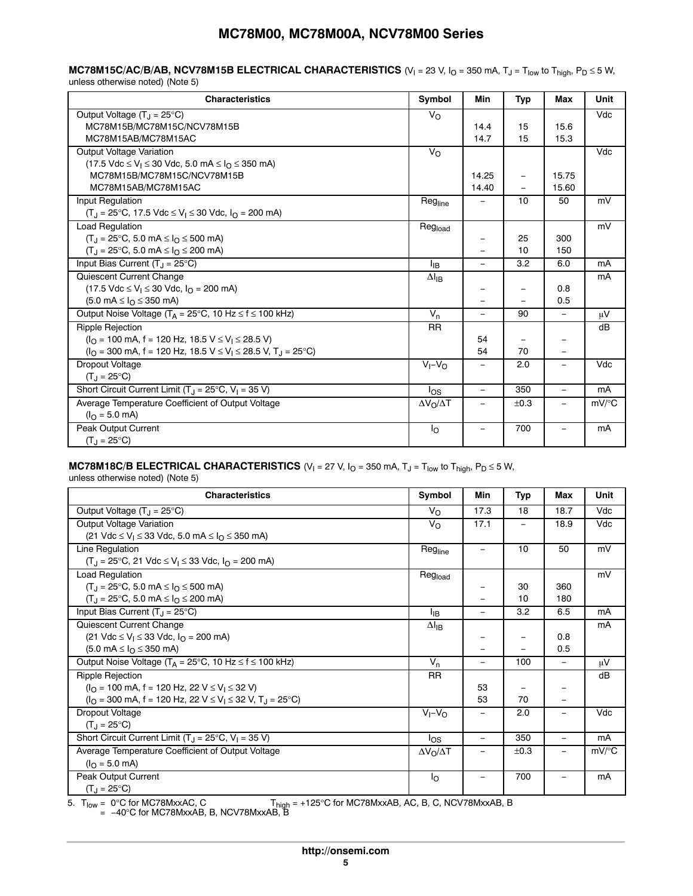**MC78M15C/AC/B/AB, NCV78M15B ELECTRICAL CHARACTERISTICS** ($V_I$ = 23 V, $I_O$ = 350 mA, $T_J$ = $T_{low}$ to $T_{high}$, $P_D$ ≤ 5 W, unless otherwise noted) (Note 5)

| Characteristics | Symbol | Min | Typ | Max | Unit |
|---|---|---|---|---|---|
| Output Voltage ($T_J$ = 25°C) | $V_O$ | | | | Vdc |
| MC78M15B/MC78M15C/NCV78M15B | | 14.4 | 15 | 15.6 | |
| MC78M15AB/MC78M15AC | | 14.7 | 15 | 15.3 | |
| Output Voltage Variation (17.5 Vdc ≤ $V_I$ ≤ 30 Vdc, 5.0 mA ≤ $I_O$ ≤ 350 mA) | $V_O$ | | | | Vdc |
| MC78M15B/MC78M15C/NCV78M15B | | 14.25 | – | 15.75 | |
| MC78M15AB/MC78M15AC | | 14.40 | – | 15.60 | |
| Input Regulation ($T_J$ = 25°C, 17.5 Vdc ≤ $V_I$ ≤ 30 Vdc, $I_O$ = 200 mA) | $Reg_{line}$ | – | 10 | 50 | mV |
| Load Regulation | $Reg_{load}$ | | | | mV |
| ($T_J$ = 25°C, 5.0 mA ≤ $I_O$ ≤ 500 mA) | | – | 25 | 300 | |
| ($T_J$ = 25°C, 5.0 mA ≤ $I_O$ ≤ 200 mA) | | – | 10 | 150 | |
| Input Bias Current ($T_J$ = 25°C) | $I_{IB}$ | – | 3.2 | 6.0 | mA |
| Quiescent Current Change | $\Delta I_{IB}$ | | | | mA |
| (17.5 Vdc ≤ $V_I$ ≤ 30 Vdc, $I_O$ = 200 mA) | | – | – | 0.8 | |
| (5.0 mA ≤ $I_O$ ≤ 350 mA) | | – | – | 0.5 | |
| Output Noise Voltage ($T_A$ = 25°C, 10 Hz ≤ f ≤ 100 kHz) | $V_n$ | – | 90 | – | μV |
| Ripple Rejection | RR | | | | dB |
| ($I_O$ = 100 mA, f = 120 Hz, 18.5 V ≤ $V_I$ ≤ 28.5 V) | | 54 | – | – | |
| ($I_O$ = 300 mA, f = 120 Hz, 18.5 V ≤ $V_I$ ≤ 28.5 V, $T_J$ = 25°C) | | 54 | 70 | – | |
| Dropout Voltage ($T_J$ = 25°C) | $V_I$–$V_O$ | – | 2.0 | – | Vdc |
| Short Circuit Current Limit ($T_J$ = 25°C, $V_I$ = 35 V) | $I_{OS}$ | – | 350 | – | mA |
| Average Temperature Coefficient of Output Voltage ($I_O$ = 5.0 mA) | $\Delta V_O/\Delta T$ | – | ±0.3 | – | mV/°C |
| Peak Output Current ($T_J$ = 25°C) | $I_O$ | – | 700 | – | mA |

**MC78M18C/B ELECTRICAL CHARACTERISTICS** ($V_I$ = 27 V, $I_O$ = 350 mA, $T_J$ = $T_{low}$ to $T_{high}$, $P_D$ ≤ 5 W, unless otherwise noted) (Note 5)

| Characteristics | Symbol | Min | Typ | Max | Unit |
|---|---|---|---|---|---|
| Output Voltage ($T_J$ = 25°C) | $V_O$ | 17.3 | 18 | 18.7 | Vdc |
| Output Voltage Variation (21 Vdc ≤ $V_I$ ≤ 33 Vdc, 5.0 mA ≤ $I_O$ ≤ 350 mA) | $V_O$ | 17.1 | – | 18.9 | Vdc |
| Line Regulation ($T_J$ = 25°C, 21 Vdc ≤ $V_I$ ≤ 33 Vdc, $I_O$ = 200 mA) | $Reg_{line}$ | – | 10 | 50 | mV |
| Load Regulation | $Reg_{load}$ | | | | mV |
| ($T_J$ = 25°C, 5.0 mA ≤ $I_O$ ≤ 500 mA) | | – | 30 | 360 | |
| ($T_J$ = 25°C, 5.0 mA ≤ $I_O$ ≤ 200 mA) | | – | 10 | 180 | |
| Input Bias Current ($T_J$ = 25°C) | $I_{IB}$ | – | 3.2 | 6.5 | mA |
| Quiescent Current Change | $\Delta I_{IB}$ | | | | mA |
| (21 Vdc ≤ $V_I$ ≤ 33 Vdc, $I_O$ = 200 mA) | | – | – | 0.8 | |
| (5.0 mA ≤ $I_O$ ≤ 350 mA) | | – | – | 0.5 | |
| Output Noise Voltage ($T_A$ = 25°C, 10 Hz ≤ f ≤ 100 kHz) | $V_n$ | – | 100 | – | μV |
| Ripple Rejection | RR | | | | dB |
| ($I_O$ = 100 mA, f = 120 Hz, 22 V ≤ $V_I$ ≤ 32 V) | | 53 | – | – | |
| ($I_O$ = 300 mA, f = 120 Hz, 22 V ≤ $V_I$ ≤ 32 V, $T_J$ = 25°C) | | 53 | 70 | – | |
| Dropout Voltage ($T_J$ = 25°C) | $V_I$–$V_O$ | – | 2.0 | – | Vdc |
| Short Circuit Current Limit ($T_J$ = 25°C, $V_I$ = 35 V) | $I_{OS}$ | – | 350 | – | mA |
| Average Temperature Coefficient of Output Voltage ($I_O$ = 5.0 mA) | $\Delta V_O/\Delta T$ | – | ±0.3 | – | mV/°C |
| Peak Output Current ($T_J$ = 25°C) | $I_O$ | – | 700 | – | mA |

5. $T_{low}$ = 0°C for MC78MxxAC, C
   = −40°C for MC78MxxAB, B, NCV78MxxAB, B
   $T_{high}$ = +125°C for MC78MxxAB, AC, B, C, NCV78MxxAB, B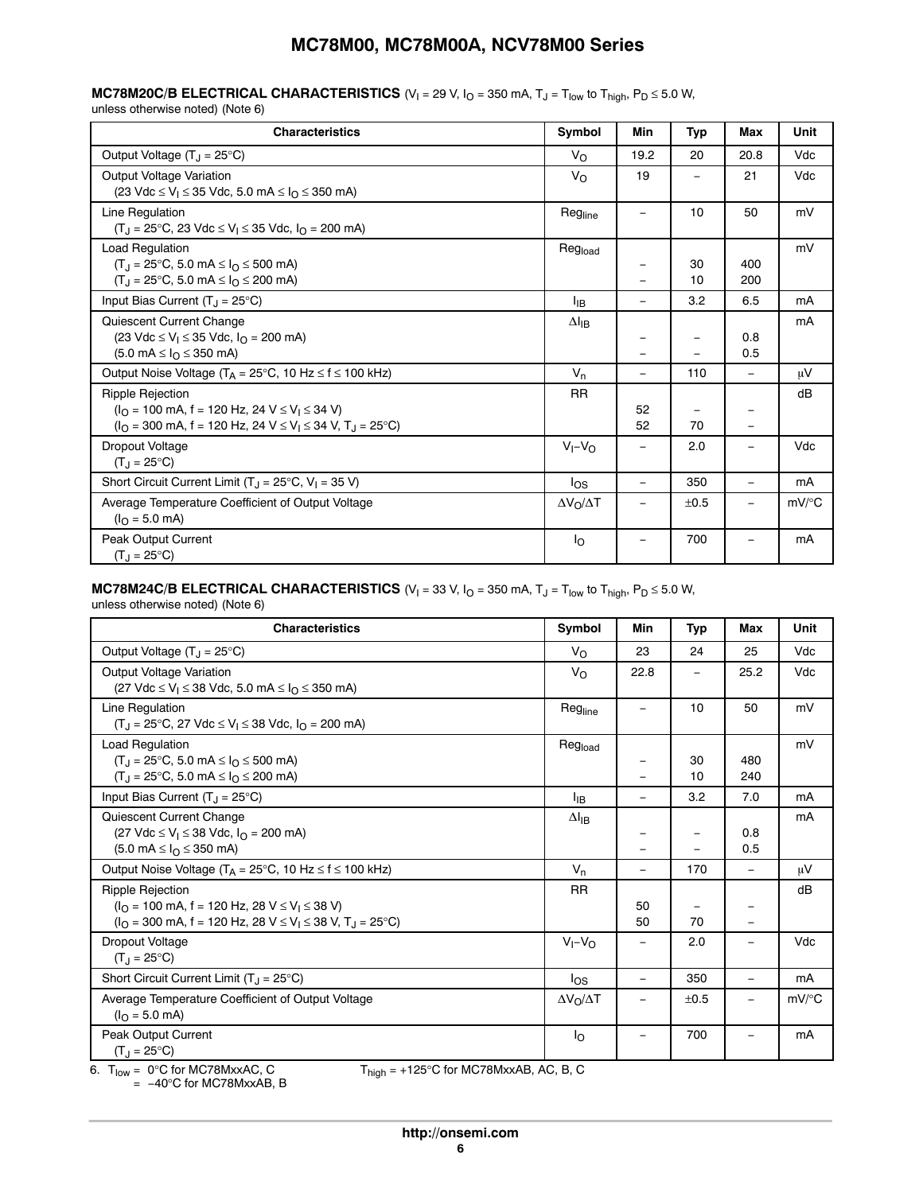**MC78M20C/B ELECTRICAL CHARACTERISTICS** ($V_I$ = 29 V, $I_O$ = 350 mA, $T_J$ = $T_{low}$ to $T_{high}$, $P_D \leq$ 5.0 W, unless otherwise noted) (Note 6)

| Characteristics | Symbol | Min | Typ | Max | Unit |
|---|---|---|---|---|---|
| Output Voltage ($T_J$ = 25°C) | $V_O$ | 19.2 | 20 | 20.8 | Vdc |
| Output Voltage Variation (23 Vdc ≤ $V_I$ ≤ 35 Vdc, 5.0 mA ≤ $I_O$ ≤ 350 mA) | $V_O$ | 19 | – | 21 | Vdc |
| Line Regulation ($T_J$ = 25°C, 23 Vdc ≤ $V_I$ ≤ 35 Vdc, $I_O$ = 200 mA) | $Reg_{line}$ | – | 10 | 50 | mV |
| Load Regulation | $Reg_{load}$ | | | | mV |
| ($T_J$ = 25°C, 5.0 mA ≤ $I_O$ ≤ 500 mA) | | – | 30 | 400 | |
| ($T_J$ = 25°C, 5.0 mA ≤ $I_O$ ≤ 200 mA) | | – | 10 | 200 | |
| Input Bias Current ($T_J$ = 25°C) | $I_{IB}$ | – | 3.2 | 6.5 | mA |
| Quiescent Current Change | $\Delta I_{IB}$ | | | | mA |
| (23 Vdc ≤ $V_I$ ≤ 35 Vdc, $I_O$ = 200 mA) | | – | – | 0.8 | |
| (5.0 mA ≤ $I_O$ ≤ 350 mA) | | – | – | 0.5 | |
| Output Noise Voltage ($T_A$ = 25°C, 10 Hz ≤ f ≤ 100 kHz) | $V_n$ | – | 110 | – | μV |
| Ripple Rejection | RR | | | | dB |
| ($I_O$ = 100 mA, f = 120 Hz, 24 V ≤ $V_I$ ≤ 34 V) | | 52 | – | – | |
| ($I_O$ = 300 mA, f = 120 Hz, 24 V ≤ $V_I$ ≤ 34 V, $T_J$ = 25°C) | | 52 | 70 | – | |
| Dropout Voltage ($T_J$ = 25°C) | $V_I–V_O$ | – | 2.0 | – | Vdc |
| Short Circuit Current Limit ($T_J$ = 25°C, $V_I$ = 35 V) | $I_{OS}$ | – | 350 | – | mA |
| Average Temperature Coefficient of Output Voltage ($I_O$ = 5.0 mA) | $\Delta V_O/\Delta T$ | – | ±0.5 | – | mV/°C |
| Peak Output Current ($T_J$ = 25°C) | $I_O$ | – | 700 | – | mA |

**MC78M24C/B ELECTRICAL CHARACTERISTICS** ($V_I$ = 33 V, $I_O$ = 350 mA, $T_J$ = $T_{low}$ to $T_{high}$, $P_D \leq$ 5.0 W, unless otherwise noted) (Note 6)

| Characteristics | Symbol | Min | Typ | Max | Unit |
|---|---|---|---|---|---|
| Output Voltage ($T_J$ = 25°C) | $V_O$ | 23 | 24 | 25 | Vdc |
| Output Voltage Variation (27 Vdc ≤ $V_I$ ≤ 38 Vdc, 5.0 mA ≤ $I_O$ ≤ 350 mA) | $V_O$ | 22.8 | – | 25.2 | Vdc |
| Line Regulation ($T_J$ = 25°C, 27 Vdc ≤ $V_I$ ≤ 38 Vdc, $I_O$ = 200 mA) | $Reg_{line}$ | – | 10 | 50 | mV |
| Load Regulation | $Reg_{load}$ | | | | mV |
| ($T_J$ = 25°C, 5.0 mA ≤ $I_O$ ≤ 500 mA) | | – | 30 | 480 | |
| ($T_J$ = 25°C, 5.0 mA ≤ $I_O$ ≤ 200 mA) | | – | 10 | 240 | |
| Input Bias Current ($T_J$ = 25°C) | $I_{IB}$ | – | 3.2 | 7.0 | mA |
| Quiescent Current Change | $\Delta I_{IB}$ | | | | mA |
| (27 Vdc ≤ $V_I$ ≤ 38 Vdc, $I_O$ = 200 mA) | | – | – | 0.8 | |
| (5.0 mA ≤ $I_O$ ≤ 350 mA) | | – | – | 0.5 | |
| Output Noise Voltage ($T_A$ = 25°C, 10 Hz ≤ f ≤ 100 kHz) | $V_n$ | – | 170 | – | μV |
| Ripple Rejection | RR | | | | dB |
| ($I_O$ = 100 mA, f = 120 Hz, 28 V ≤ $V_I$ ≤ 38 V) | | 50 | – | – | |
| ($I_O$ = 300 mA, f = 120 Hz, 28 V ≤ $V_I$ ≤ 38 V, $T_J$ = 25°C) | | 50 | 70 | – | |
| Dropout Voltage ($T_J$ = 25°C) | $V_I–V_O$ | – | 2.0 | – | Vdc |
| Short Circuit Current Limit ($T_J$ = 25°C) | $I_{OS}$ | – | 350 | – | mA |
| Average Temperature Coefficient of Output Voltage ($I_O$ = 5.0 mA) | $\Delta V_O/\Delta T$ | – | ±0.5 | – | mV/°C |
| Peak Output Current ($T_J$ = 25°C) | $I_O$ | – | 700 | – | mA |

6. $T_{low}$ = 0°C for MC78MxxAC, C
   = −40°C for MC78MxxAB, B

   $T_{high}$ = +125°C for MC78MxxAB, AC, B, C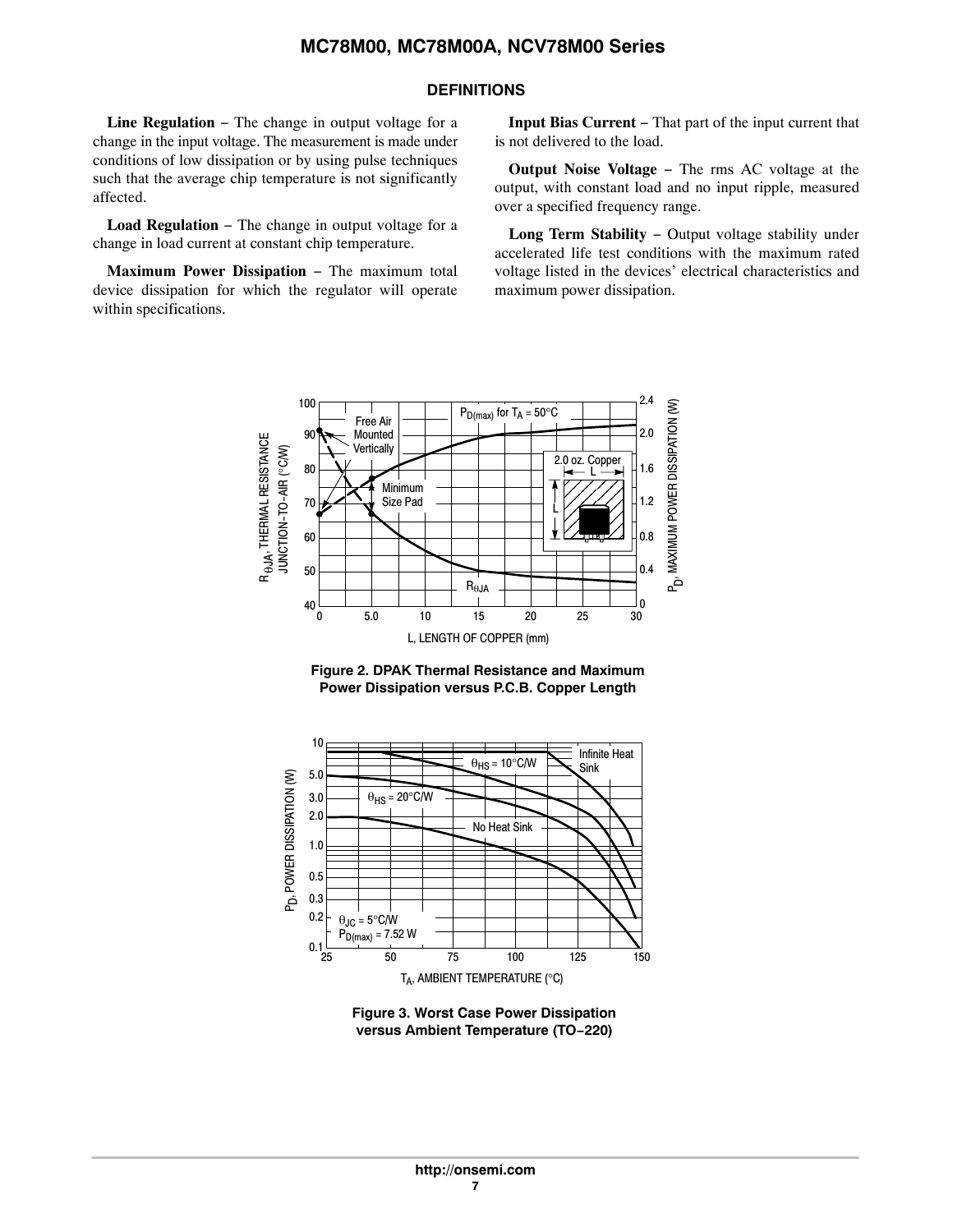## DEFINITIONS

**Line Regulation** − The change in output voltage for a change in the input voltage. The measurement is made under conditions of low dissipation or by using pulse techniques such that the average chip temperature is not significantly affected.

**Load Regulation** − The change in output voltage for a change in load current at constant chip temperature.

**Maximum Power Dissipation** − The maximum total device dissipation for which the regulator will operate within specifications.

**Input Bias Current** − That part of the input current that is not delivered to the load.

**Output Noise Voltage** − The rms AC voltage at the output, with constant load and no input ripple, measured over a specified frequency range.

**Long Term Stability** − Output voltage stability under accelerated life test conditions with the maximum rated voltage listed in the devices' electrical characteristics and maximum power dissipation.

**Figure 2. DPAK Thermal Resistance and Maximum Power Dissipation versus P.C.B. Copper Length**

**Figure 3. Worst Case Power Dissipation versus Ambient Temperature (TO−220)**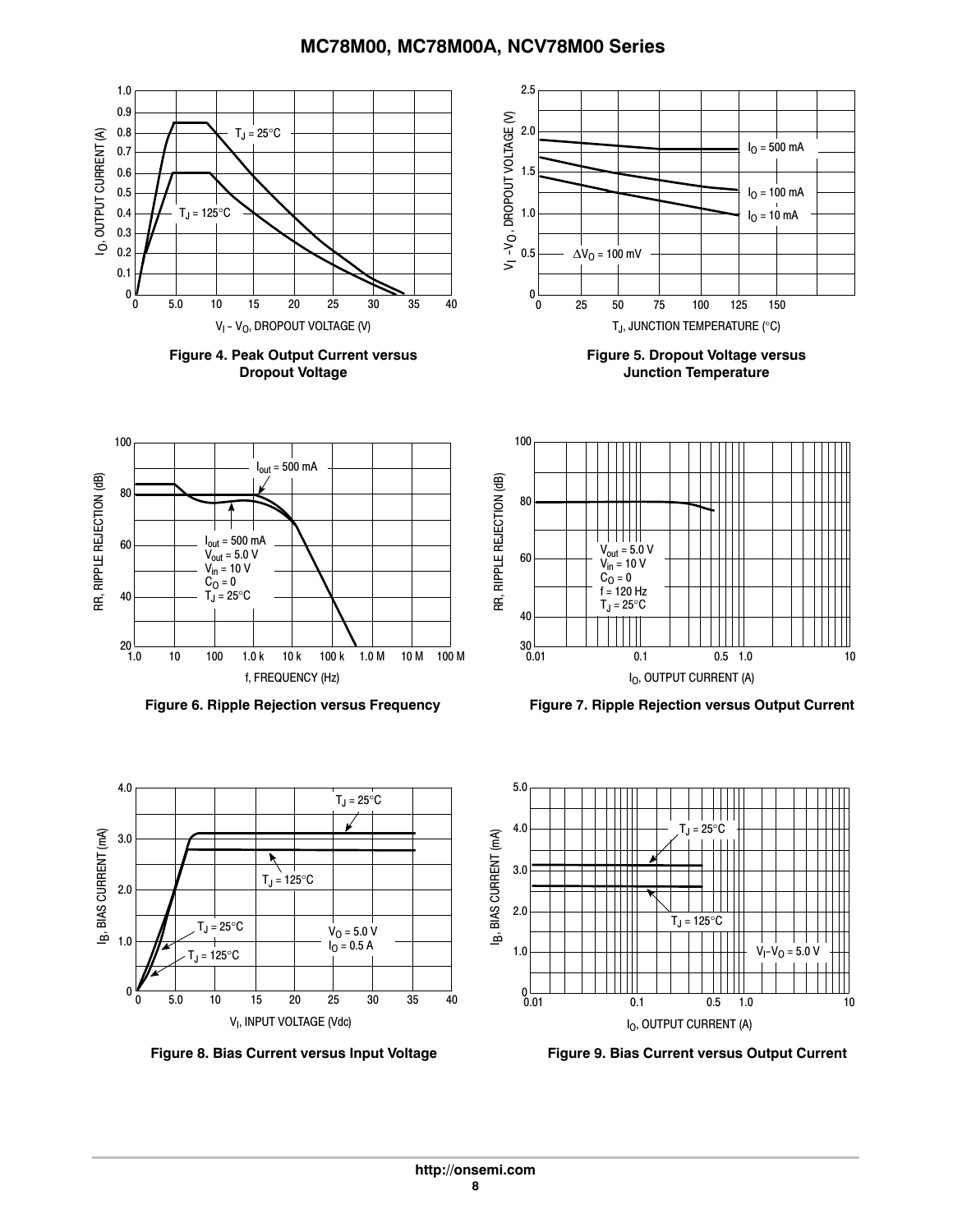Figure 4. Peak Output Current versus Dropout Voltage

Figure 5. Dropout Voltage versus Junction Temperature

Figure 6. Ripple Rejection versus Frequency

Figure 7. Ripple Rejection versus Output Current

Figure 8. Bias Current versus Input Voltage

Figure 9. Bias Current versus Output Current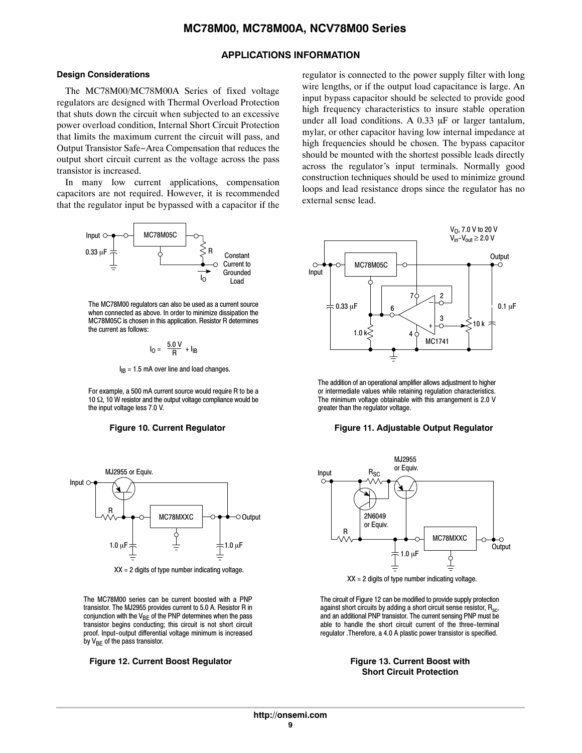## APPLICATIONS INFORMATION

### Design Considerations

The MC78M00/MC78M00A Series of fixed voltage regulators are designed with Thermal Overload Protection that shuts down the circuit when subjected to an excessive power overload condition, Internal Short Circuit Protection that limits the maximum current the circuit will pass, and Output Transistor Safe−Area Compensation that reduces the output short circuit current as the voltage across the pass transistor is increased.

In many low current applications, compensation capacitors are not required. However, it is recommended that the regulator input be bypassed with a capacitor if the regulator is connected to the power supply filter with long wire lengths, or if the output load capacitance is large. An input bypass capacitor should be selected to provide good high frequency characteristics to insure stable operation under all load conditions. A 0.33 μF or larger tantalum, mylar, or other capacitor having low internal impedance at high frequencies should be chosen. The bypass capacitor should be mounted with the shortest possible leads directly across the regulator's input terminals. Normally good construction techniques should be used to minimize ground loops and lead resistance drops since the regulator has no external sense lead.

Input, 0.33 μF, MC78M05C, R, $I_O$, Constant Current to Grounded Load

The MC78M00 regulators can also be used as a current source when connected as above. In order to minimize dissipation the MC78M05C is chosen in this application. Resistor R determines the current as follows:

$$I_O = \frac{5.0\ V}{R} + I_{IB}$$

$I_{IB}$ = 1.5 mA over line and load changes.

For example, a 500 mA current source would require R to be a 10 Ω, 10 W resistor and the output voltage compliance would be the input voltage less 7.0 V.

**Figure 10. Current Regulator**

$V_O$, 7.0 V to 20 V
$V_{in}-V_{out} \geq 2.0$ V

Input, MC78M05C, 0.33 μF, 1.0 k, MC1741, 10 k, 0.1 μF, Output

The addition of an operational amplifier allows adjustment to higher or intermediate values while retaining regulation characteristics. The minimum voltage obtainable with this arrangement is 2.0 V greater than the regulator voltage.

**Figure 11. Adjustable Output Regulator**

Input, MJ2955 or Equiv., R, MC78MXXC, 1.0 μF, 1.0 μF, Output

XX = 2 digits of type number indicating voltage.

The MC78M00 series can be current boosted with a PNP transistor. The MJ2955 provides current to 5.0 A. Resistor R in conjunction with the $V_{BE}$ of the PNP determines when the pass transistor begins conducting; this circuit is not short circuit proof. Input-output differential voltage minimum is increased by $V_{BE}$ of the pass transistor.

**Figure 12. Current Boost Regulator**

Input, $R_{SC}$, MJ2955 or Equiv., 2N6049 or Equiv., R, 1.0 μF, MC78MXXC, Output

XX = 2 digits of type number indicating voltage.

The circuit of Figure 12 can be modified to provide supply protection against short circuits by adding a short circuit sense resistor, $R_{sc}$, and an additional PNP transistor. The current sensing PNP must be able to handle the short circuit current of the three-terminal regulator .Therefore, a 4.0 A plastic power transistor is specified.

**Figure 13. Current Boost with Short Circuit Protection**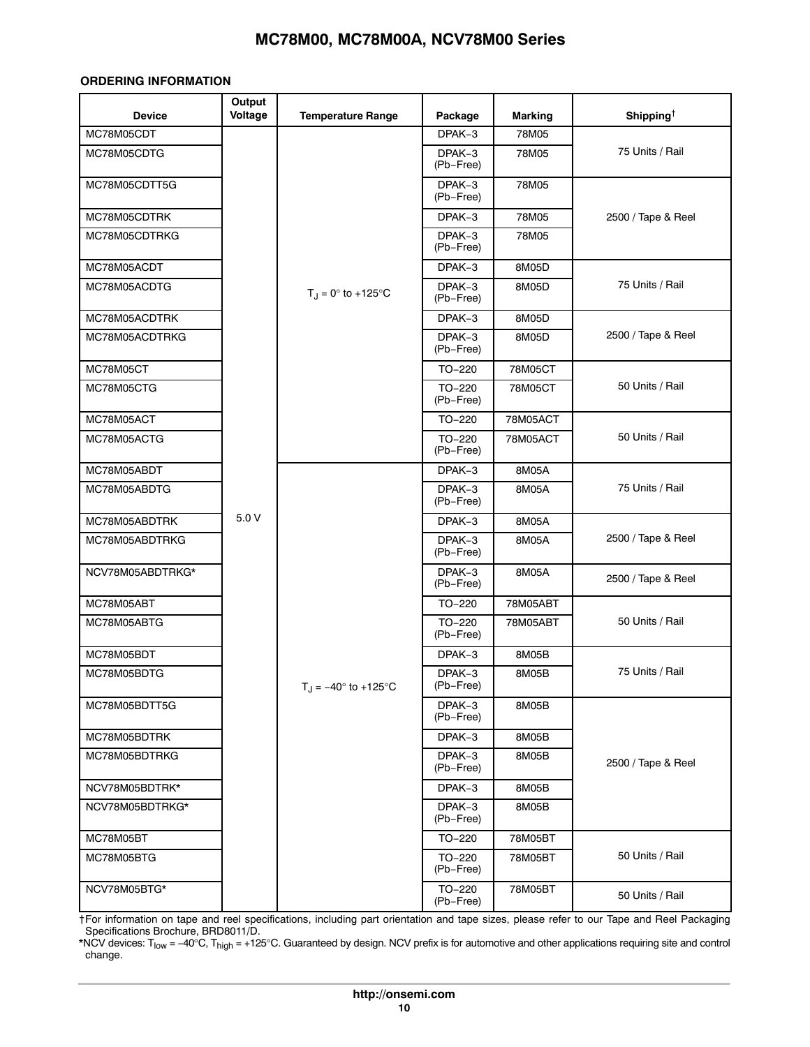**ORDERING INFORMATION**

| Device | Output Voltage | Temperature Range | Package | Marking | Shipping† |
|---|---|---|---|---|---|
| MC78M05CDT | 5.0 V | $T_J$ = 0° to +125°C | DPAK−3 | 78M05 | 75 Units / Rail |
| MC78M05CDTG | | | DPAK−3 (Pb−Free) | 78M05 | |
| MC78M05CDTT5G | | | DPAK−3 (Pb−Free) | 78M05 | 2500 / Tape & Reel |
| MC78M05CDTRK | | | DPAK−3 | 78M05 | |
| MC78M05CDTRKG | | | DPAK−3 (Pb−Free) | 78M05 | |
| MC78M05ACDT | | | DPAK−3 | 8M05D | 75 Units / Rail |
| MC78M05ACDTG | | | DPAK−3 (Pb−Free) | 8M05D | |
| MC78M05ACDTRK | | | DPAK−3 | 8M05D | 2500 / Tape & Reel |
| MC78M05ACDTRKG | | | DPAK−3 (Pb−Free) | 8M05D | |
| MC78M05CT | | | TO−220 | 78M05CT | 50 Units / Rail |
| MC78M05CTG | | | TO−220 (Pb−Free) | 78M05CT | |
| MC78M05ACT | | | TO−220 | 78M05ACT | 50 Units / Rail |
| MC78M05ACTG | | | TO−220 (Pb−Free) | 78M05ACT | |
| MC78M05ABDT | | $T_J$ = −40° to +125°C | DPAK−3 | 8M05A | 75 Units / Rail |
| MC78M05ABDTG | | | DPAK−3 (Pb−Free) | 8M05A | |
| MC78M05ABDTRK | | | DPAK−3 | 8M05A | 2500 / Tape & Reel |
| MC78M05ABDTRKG | | | DPAK−3 (Pb−Free) | 8M05A | |
| NCV78M05ABDTRKG* | | | DPAK−3 (Pb−Free) | 8M05A | 2500 / Tape & Reel |
| MC78M05ABT | | | TO−220 | 78M05ABT | 50 Units / Rail |
| MC78M05ABTG | | | TO−220 (Pb−Free) | 78M05ABT | |
| MC78M05BDT | | | DPAK−3 | 8M05B | 75 Units / Rail |
| MC78M05BDTG | | | DPAK−3 (Pb−Free) | 8M05B | |
| MC78M05BDTT5G | | | DPAK−3 (Pb−Free) | 8M05B | 2500 / Tape & Reel |
| MC78M05BDTRK | | | DPAK−3 | 8M05B | |
| MC78M05BDTRKG | | | DPAK−3 (Pb−Free) | 8M05B | |
| NCV78M05BDTRK* | | | DPAK−3 | 8M05B | |
| NCV78M05BDTRKG* | | | DPAK−3 (Pb−Free) | 8M05B | |
| MC78M05BT | | | TO−220 | 78M05BT | 50 Units / Rail |
| MC78M05BTG | | | TO−220 (Pb−Free) | 78M05BT | |
| NCV78M05BTG* | | | TO−220 (Pb−Free) | 78M05BT | 50 Units / Rail |

†For information on tape and reel specifications, including part orientation and tape sizes, please refer to our Tape and Reel Packaging Specifications Brochure, BRD8011/D.

*NCV devices: $T_{low}$ = −40°C, $T_{high}$ = +125°C. Guaranteed by design. NCV prefix is for automotive and other applications requiring site and control change.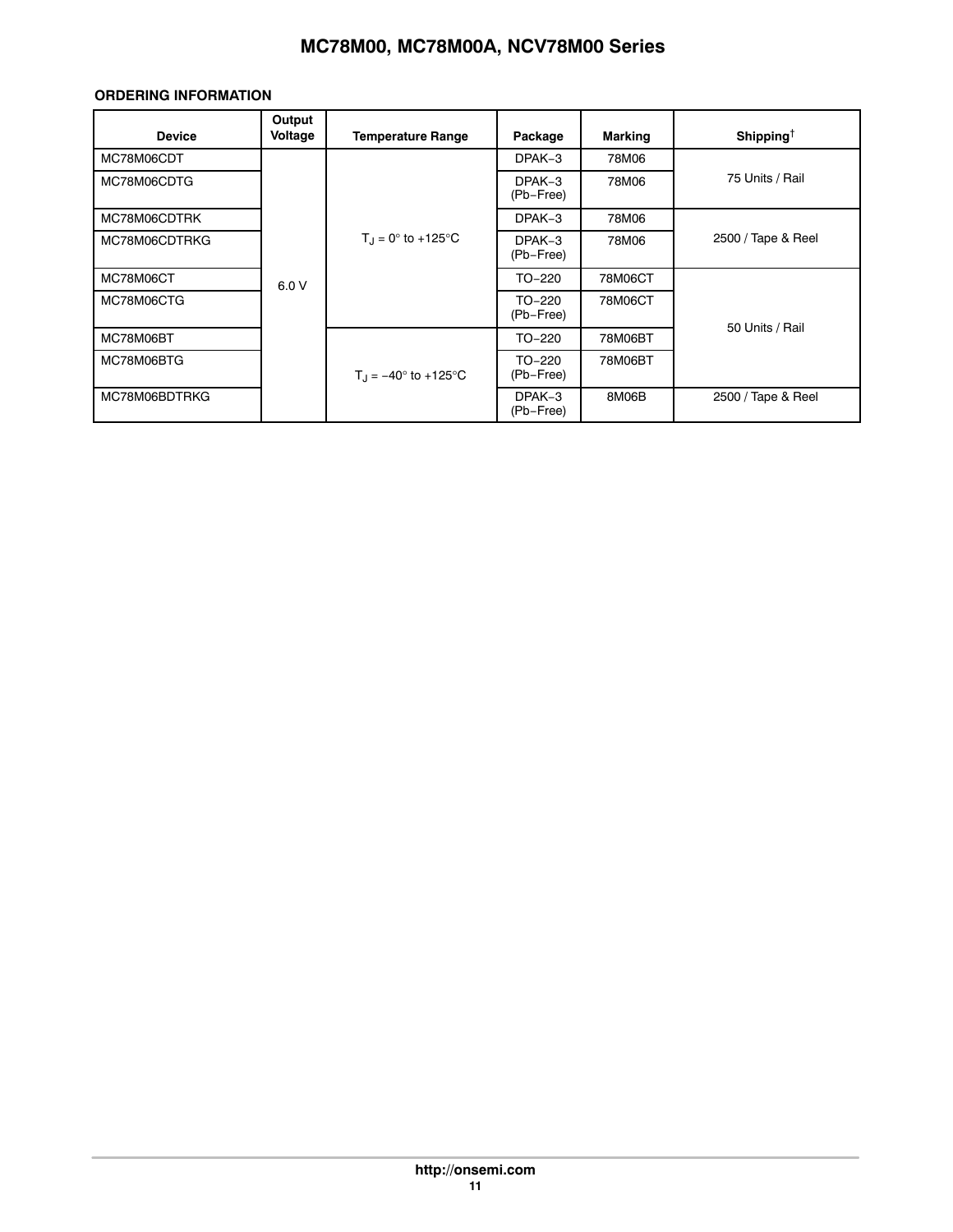**ORDERING INFORMATION**

| Device | Output Voltage | Temperature Range | Package | Marking | Shipping† |
|---|---|---|---|---|---|
| MC78M06CDT | 6.0 V | $T_J$ = 0° to +125°C | DPAK−3 | 78M06 | 75 Units / Rail |
| MC78M06CDTG | | | DPAK−3 (Pb−Free) | 78M06 | |
| MC78M06CDTRK | | | DPAK−3 | 78M06 | 2500 / Tape & Reel |
| MC78M06CDTRKG | | | DPAK−3 (Pb−Free) | 78M06 | |
| MC78M06CT | | | TO−220 | 78M06CT | 50 Units / Rail |
| MC78M06CTG | | | TO−220 (Pb−Free) | 78M06CT | |
| MC78M06BT | | $T_J$ = −40° to +125°C | TO−220 | 78M06BT | |
| MC78M06BTG | | | TO−220 (Pb−Free) | 78M06BT | |
| MC78M06BDTRKG | | | DPAK−3 (Pb−Free) | 8M06B | 2500 / Tape & Reel |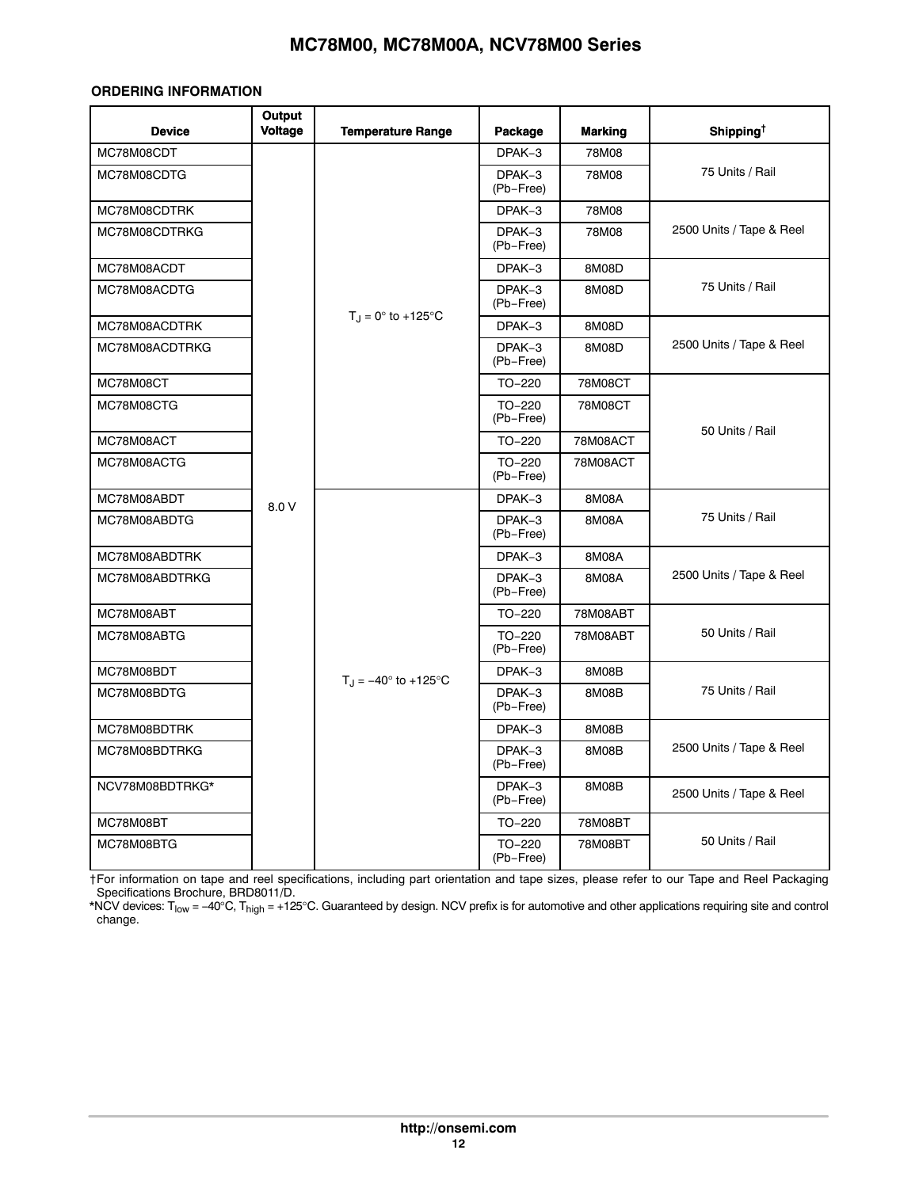## ORDERING INFORMATION

| Device | Output Voltage | Temperature Range | Package | Marking | Shipping† |
|---|---|---|---|---|---|
| MC78M08CDT | 8.0 V | $T_J$ = 0° to +125°C | DPAK−3 | 78M08 | 75 Units / Rail |
| MC78M08CDTG | | | DPAK−3 (Pb−Free) | 78M08 | |
| MC78M08CDTRK | | | DPAK−3 | 78M08 | 2500 Units / Tape & Reel |
| MC78M08CDTRKG | | | DPAK−3 (Pb−Free) | 78M08 | |
| MC78M08ACDT | | | DPAK−3 | 8M08D | 75 Units / Rail |
| MC78M08ACDTG | | | DPAK−3 (Pb−Free) | 8M08D | |
| MC78M08ACDTRK | | | DPAK−3 | 8M08D | 2500 Units / Tape & Reel |
| MC78M08ACDTRKG | | | DPAK−3 (Pb−Free) | 8M08D | |
| MC78M08CT | | | TO−220 | 78M08CT | 50 Units / Rail |
| MC78M08CTG | | | TO−220 (Pb−Free) | 78M08CT | |
| MC78M08ACT | | | TO−220 | 78M08ACT | |
| MC78M08ACTG | | | TO−220 (Pb−Free) | 78M08ACT | |
| MC78M08ABDT | | $T_J$ = −40° to +125°C | DPAK−3 | 8M08A | 75 Units / Rail |
| MC78M08ABDTG | | | DPAK−3 (Pb−Free) | 8M08A | |
| MC78M08ABDTRK | | | DPAK−3 | 8M08A | 2500 Units / Tape & Reel |
| MC78M08ABDTRKG | | | DPAK−3 (Pb−Free) | 8M08A | |
| MC78M08ABT | | | TO−220 | 78M08ABT | 50 Units / Rail |
| MC78M08ABTG | | | TO−220 (Pb−Free) | 78M08ABT | |
| MC78M08BDT | | | DPAK−3 | 8M08B | 75 Units / Rail |
| MC78M08BDTG | | | DPAK−3 (Pb−Free) | 8M08B | |
| MC78M08BDTRK | | | DPAK−3 | 8M08B | 2500 Units / Tape & Reel |
| MC78M08BDTRKG | | | DPAK−3 (Pb−Free) | 8M08B | |
| NCV78M08BDTRKG* | | | DPAK−3 (Pb−Free) | 8M08B | 2500 Units / Tape & Reel |
| MC78M08BT | | | TO−220 | 78M08BT | 50 Units / Rail |
| MC78M08BTG | | | TO−220 (Pb−Free) | 78M08BT | |

†For information on tape and reel specifications, including part orientation and tape sizes, please refer to our Tape and Reel Packaging Specifications Brochure, BRD8011/D.

*NCV devices: $T_{low}$ = −40°C, $T_{high}$ = +125°C. Guaranteed by design. NCV prefix is for automotive and other applications requiring site and control change.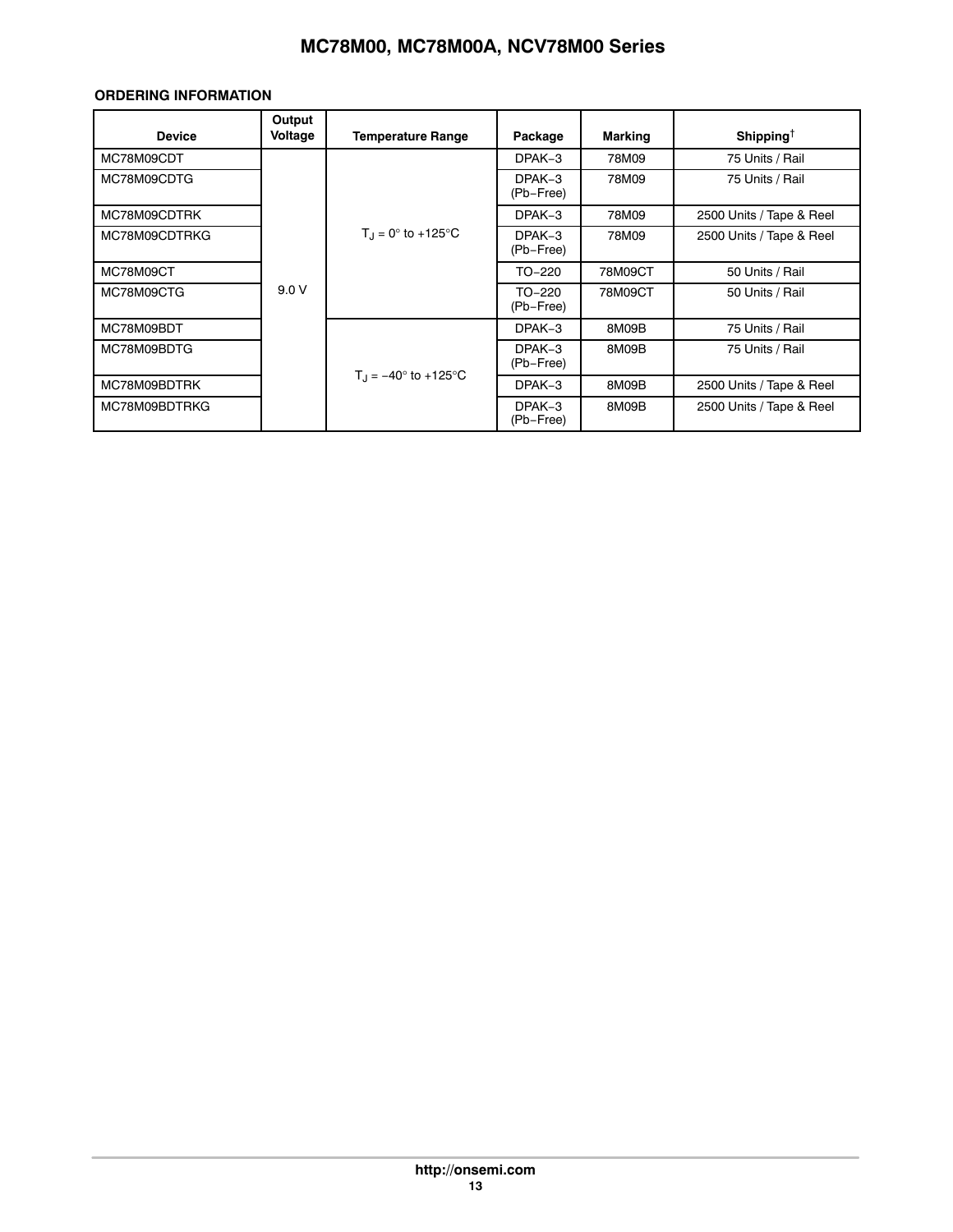**ORDERING INFORMATION**

| Device | Output Voltage | Temperature Range | Package | Marking | Shipping† |
|---|---|---|---|---|---|
| MC78M09CDT | 9.0 V | $T_J$ = 0° to +125°C | DPAK−3 | 78M09 | 75 Units / Rail |
| MC78M09CDTG | | | DPAK−3 (Pb−Free) | 78M09 | 75 Units / Rail |
| MC78M09CDTRK | | | DPAK−3 | 78M09 | 2500 Units / Tape & Reel |
| MC78M09CDTRKG | | | DPAK−3 (Pb−Free) | 78M09 | 2500 Units / Tape & Reel |
| MC78M09CT | | | TO−220 | 78M09CT | 50 Units / Rail |
| MC78M09CTG | | | TO−220 (Pb−Free) | 78M09CT | 50 Units / Rail |
| MC78M09BDT | | $T_J$ = −40° to +125°C | DPAK−3 | 8M09B | 75 Units / Rail |
| MC78M09BDTG | | | DPAK−3 (Pb−Free) | 8M09B | 75 Units / Rail |
| MC78M09BDTRK | | | DPAK−3 | 8M09B | 2500 Units / Tape & Reel |
| MC78M09BDTRKG | | | DPAK−3 (Pb−Free) | 8M09B | 2500 Units / Tape & Reel |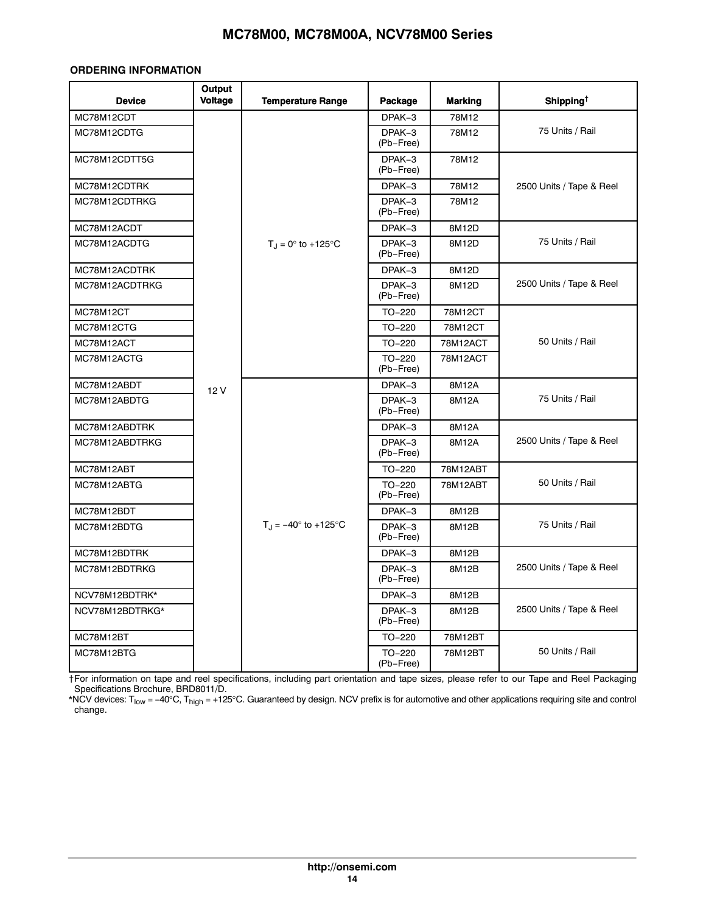## ORDERING INFORMATION

| Device | Output Voltage | Temperature Range | Package | Marking | Shipping† |
|---|---|---|---|---|---|
| MC78M12CDT | 12 V | $T_J$ = 0° to +125°C | DPAK−3 | 78M12 | 75 Units / Rail |
| MC78M12CDTG | | | DPAK−3 (Pb−Free) | 78M12 | |
| MC78M12CDTT5G | | | DPAK−3 (Pb−Free) | 78M12 | 2500 Units / Tape & Reel |
| MC78M12CDTRK | | | DPAK−3 | 78M12 | |
| MC78M12CDTRKG | | | DPAK−3 (Pb−Free) | 78M12 | |
| MC78M12ACDT | | | DPAK−3 | 8M12D | 75 Units / Rail |
| MC78M12ACDTG | | | DPAK−3 (Pb−Free) | 8M12D | |
| MC78M12ACDTRK | | | DPAK−3 | 8M12D | 2500 Units / Tape & Reel |
| MC78M12ACDTRKG | | | DPAK−3 (Pb−Free) | 8M12D | |
| MC78M12CT | | | TO−220 | 78M12CT | 50 Units / Rail |
| MC78M12CTG | | | TO−220 | 78M12CT | |
| MC78M12ACT | | | TO−220 | 78M12ACT | |
| MC78M12ACTG | | | TO−220 (Pb−Free) | 78M12ACT | |
| MC78M12ABDT | | $T_J$ = −40° to +125°C | DPAK−3 | 8M12A | 75 Units / Rail |
| MC78M12ABDTG | | | DPAK−3 (Pb−Free) | 8M12A | |
| MC78M12ABDTRK | | | DPAK−3 | 8M12A | 2500 Units / Tape & Reel |
| MC78M12ABDTRKG | | | DPAK−3 (Pb−Free) | 8M12A | |
| MC78M12ABT | | | TO−220 | 78M12ABT | 50 Units / Rail |
| MC78M12ABTG | | | TO−220 (Pb−Free) | 78M12ABT | |
| MC78M12BDT | | | DPAK−3 | 8M12B | 75 Units / Rail |
| MC78M12BDTG | | | DPAK−3 (Pb−Free) | 8M12B | |
| MC78M12BDTRK | | | DPAK−3 | 8M12B | 2500 Units / Tape & Reel |
| MC78M12BDTRKG | | | DPAK−3 (Pb−Free) | 8M12B | |
| NCV78M12BDTRK* | | | DPAK−3 | 8M12B | 2500 Units / Tape & Reel |
| NCV78M12BDTRKG* | | | DPAK−3 (Pb−Free) | 8M12B | |
| MC78M12BT | | | TO−220 | 78M12BT | 50 Units / Rail |
| MC78M12BTG | | | TO−220 (Pb−Free) | 78M12BT | |

†For information on tape and reel specifications, including part orientation and tape sizes, please refer to our Tape and Reel Packaging Specifications Brochure, BRD8011/D.

*NCV devices: $T_{low}$ = −40°C, $T_{high}$ = +125°C. Guaranteed by design. NCV prefix is for automotive and other applications requiring site and control change.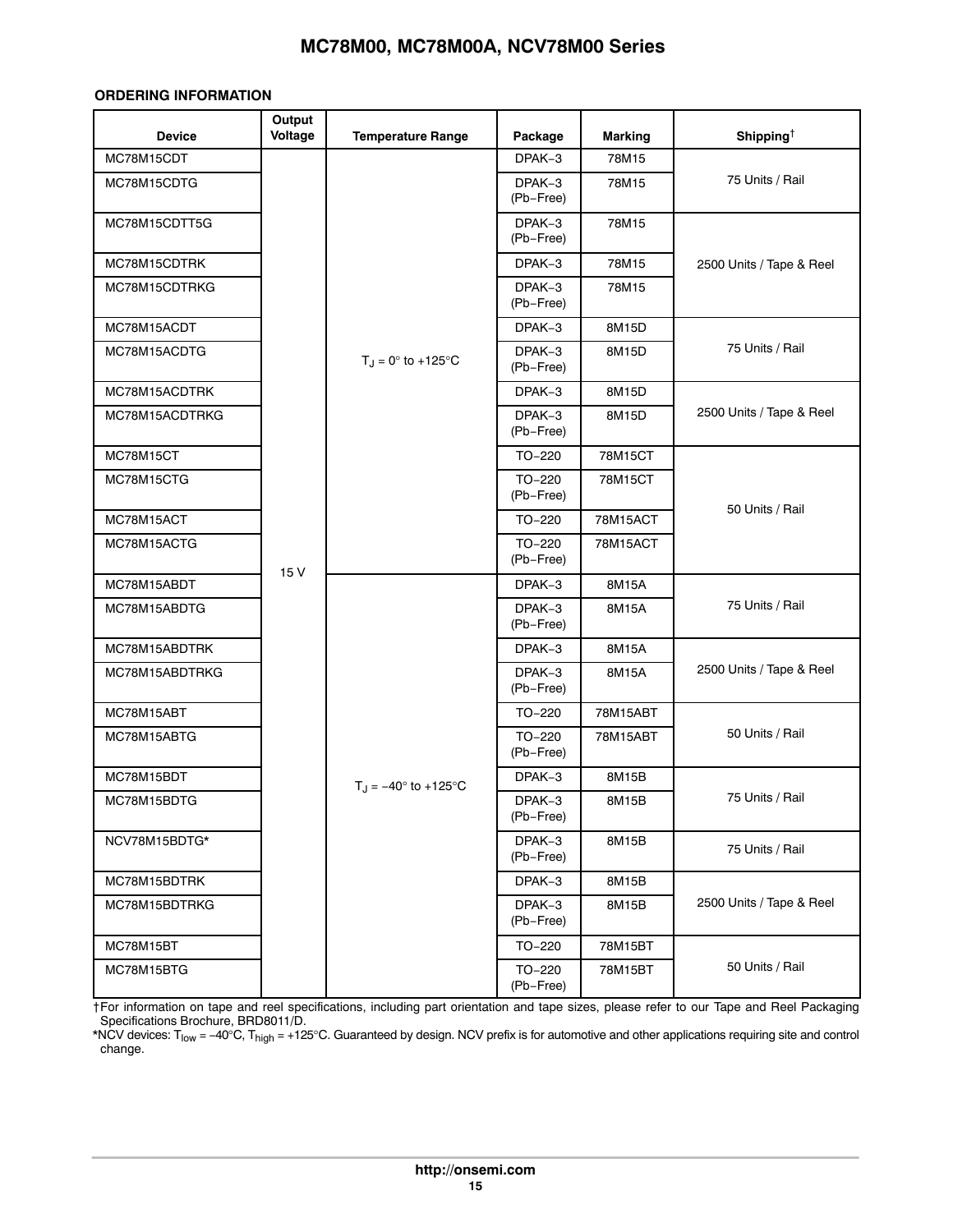## ORDERING INFORMATION

| Device | Output Voltage | Temperature Range | Package | Marking | Shipping† |
|---|---|---|---|---|---|
| MC78M15CDT | 15 V | $T_J$ = 0° to +125°C | DPAK−3 | 78M15 | 75 Units / Rail |
| MC78M15CDTG | | | DPAK−3 (Pb−Free) | 78M15 | |
| MC78M15CDTT5G | | | DPAK−3 (Pb−Free) | 78M15 | 2500 Units / Tape & Reel |
| MC78M15CDTRK | | | DPAK−3 | 78M15 | |
| MC78M15CDTRKG | | | DPAK−3 (Pb−Free) | 78M15 | |
| MC78M15ACDT | | | DPAK−3 | 8M15D | 75 Units / Rail |
| MC78M15ACDTG | | | DPAK−3 (Pb−Free) | 8M15D | |
| MC78M15ACDTRK | | | DPAK−3 | 8M15D | 2500 Units / Tape & Reel |
| MC78M15ACDTRKG | | | DPAK−3 (Pb−Free) | 8M15D | |
| MC78M15CT | | | TO−220 | 78M15CT | 50 Units / Rail |
| MC78M15CTG | | | TO−220 (Pb−Free) | 78M15CT | |
| MC78M15ACT | | | TO−220 | 78M15ACT | |
| MC78M15ACTG | | | TO−220 (Pb−Free) | 78M15ACT | |
| MC78M15ABDT | | $T_J$ = −40° to +125°C | DPAK−3 | 8M15A | 75 Units / Rail |
| MC78M15ABDTG | | | DPAK−3 (Pb−Free) | 8M15A | |
| MC78M15ABDTRK | | | DPAK−3 | 8M15A | 2500 Units / Tape & Reel |
| MC78M15ABDTRKG | | | DPAK−3 (Pb−Free) | 8M15A | |
| MC78M15ABT | | | TO−220 | 78M15ABT | 50 Units / Rail |
| MC78M15ABTG | | | TO−220 (Pb−Free) | 78M15ABT | |
| MC78M15BDT | | | DPAK−3 | 8M15B | 75 Units / Rail |
| MC78M15BDTG | | | DPAK−3 (Pb−Free) | 8M15B | |
| NCV78M15BDTG* | | | DPAK−3 (Pb−Free) | 8M15B | 75 Units / Rail |
| MC78M15BDTRK | | | DPAK−3 | 8M15B | 2500 Units / Tape & Reel |
| MC78M15BDTRKG | | | DPAK−3 (Pb−Free) | 8M15B | |
| MC78M15BT | | | TO−220 | 78M15BT | 50 Units / Rail |
| MC78M15BTG | | | TO−220 (Pb−Free) | 78M15BT | |

†For information on tape and reel specifications, including part orientation and tape sizes, please refer to our Tape and Reel Packaging Specifications Brochure, BRD8011/D.

*NCV devices: $T_{low}$ = −40°C, $T_{high}$ = +125°C. Guaranteed by design. NCV prefix is for automotive and other applications requiring site and control change.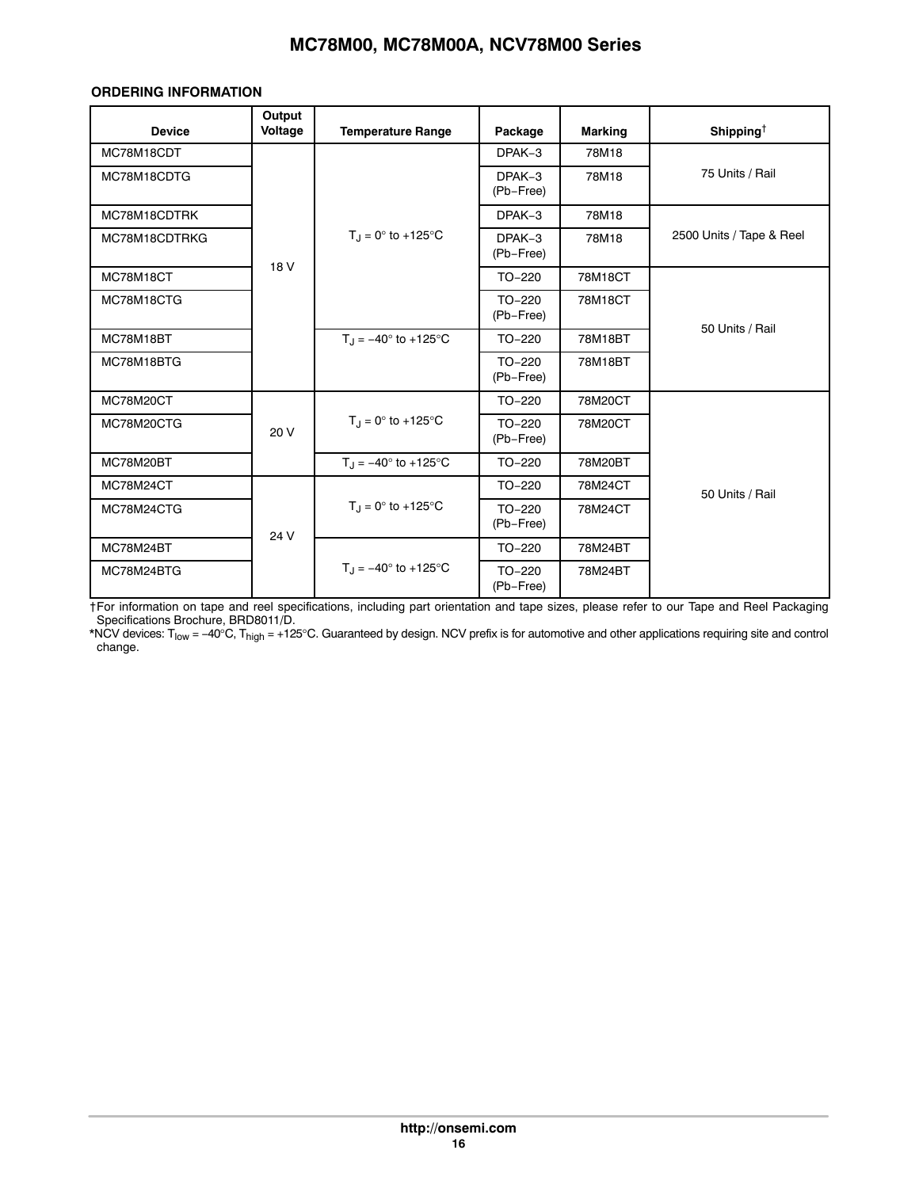**ORDERING INFORMATION**

| Device | Output Voltage | Temperature Range | Package | Marking | Shipping† |
|---|---|---|---|---|---|
| MC78M18CDT | 18 V | $T_J$ = 0° to +125°C | DPAK−3 | 78M18 | 75 Units / Rail |
| MC78M18CDTG | | | DPAK−3 (Pb−Free) | 78M18 | |
| MC78M18CDTRK | | | DPAK−3 | 78M18 | 2500 Units / Tape & Reel |
| MC78M18CDTRKG | | | DPAK−3 (Pb−Free) | 78M18 | |
| MC78M18CT | | | TO−220 | 78M18CT | 50 Units / Rail |
| MC78M18CTG | | | TO−220 (Pb−Free) | 78M18CT | |
| MC78M18BT | | $T_J$ = −40° to +125°C | TO−220 | 78M18BT | |
| MC78M18BTG | | | TO−220 (Pb−Free) | 78M18BT | |
| MC78M20CT | 20 V | $T_J$ = 0° to +125°C | TO−220 | 78M20CT | 50 Units / Rail |
| MC78M20CTG | | | TO−220 (Pb−Free) | 78M20CT | |
| MC78M20BT | | $T_J$ = −40° to +125°C | TO−220 | 78M20BT | |
| MC78M24CT | 24 V | $T_J$ = 0° to +125°C | TO−220 | 78M24CT | |
| MC78M24CTG | | | TO−220 (Pb−Free) | 78M24CT | |
| MC78M24BT | | $T_J$ = −40° to +125°C | TO−220 | 78M24BT | |
| MC78M24BTG | | | TO−220 (Pb−Free) | 78M24BT | |

†For information on tape and reel specifications, including part orientation and tape sizes, please refer to our Tape and Reel Packaging Specifications Brochure, BRD8011/D.

*NCV devices: $T_{low}$ = −40°C, $T_{high}$ = +125°C. Guaranteed by design. NCV prefix is for automotive and other applications requiring site and control change.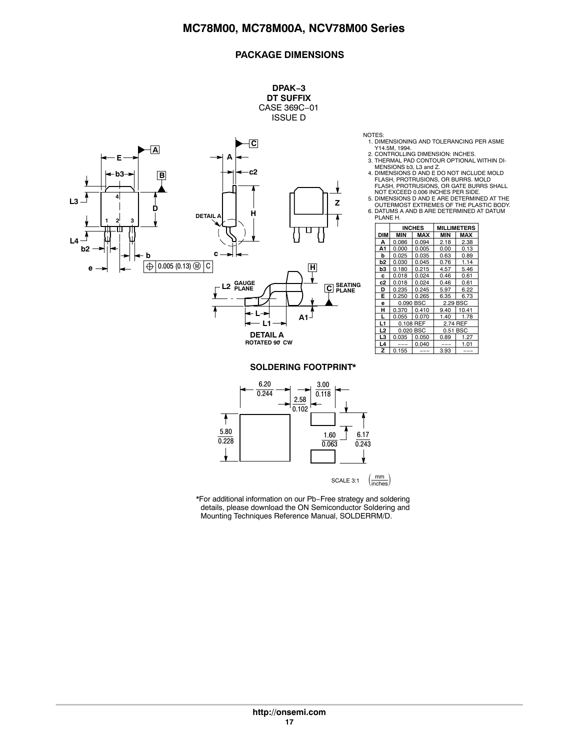## PACKAGE DIMENSIONS

**DPAK−3**
**DT SUFFIX**
CASE 369C−01
ISSUE D

NOTES:
1. DIMENSIONING AND TOLERANCING PER ASME Y14.5M, 1994.
2. CONTROLLING DIMENSION: INCHES.
3. THERMAL PAD CONTOUR OPTIONAL WITHIN DIMENSIONS b3, L3 and Z.
4. DIMENSIONS D AND E DO NOT INCLUDE MOLD FLASH, PROTRUSIONS, OR BURRS. MOLD FLASH, PROTRUSIONS, OR GATE BURRS SHALL NOT EXCEED 0.006 INCHES PER SIDE.
5. DIMENSIONS D AND E ARE DETERMINED AT THE OUTERMOST EXTREMES OF THE PLASTIC BODY.
6. DATUMS A AND B ARE DETERMINED AT DATUM PLANE H.

| DIM | INCHES MIN | INCHES MAX | MILLIMETERS MIN | MILLIMETERS MAX |
|---|---|---|---|---|
| A | 0.086 | 0.094 | 2.18 | 2.38 |
| A1 | 0.000 | 0.005 | 0.00 | 0.13 |
| b | 0.025 | 0.035 | 0.63 | 0.89 |
| b2 | 0.030 | 0.045 | 0.76 | 1.14 |
| b3 | 0.180 | 0.215 | 4.57 | 5.46 |
| c | 0.018 | 0.024 | 0.46 | 0.61 |
| c2 | 0.018 | 0.024 | 0.46 | 0.61 |
| D | 0.235 | 0.245 | 5.97 | 6.22 |
| E | 0.250 | 0.265 | 6.35 | 6.73 |
| e | 0.090 BSC | | 2.29 BSC | |
| H | 0.370 | 0.410 | 9.40 | 10.41 |
| L | 0.055 | 0.070 | 1.40 | 1.78 |
| L1 | 0.108 REF | | 2.74 REF | |
| L2 | 0.020 BSC | | 0.51 BSC | |
| L3 | 0.035 | 0.050 | 0.89 | 1.27 |
| L4 | −−− | 0.040 | −−− | 1.01 |
| Z | 0.155 | −−− | 3.93 | −−− |

DETAIL A
ROTATED 90° CW

### SOLDERING FOOTPRINT*

SCALE 3:1 (mm / inches)

*For additional information on our Pb−Free strategy and soldering details, please download the ON Semiconductor Soldering and Mounting Techniques Reference Manual, SOLDERRM/D.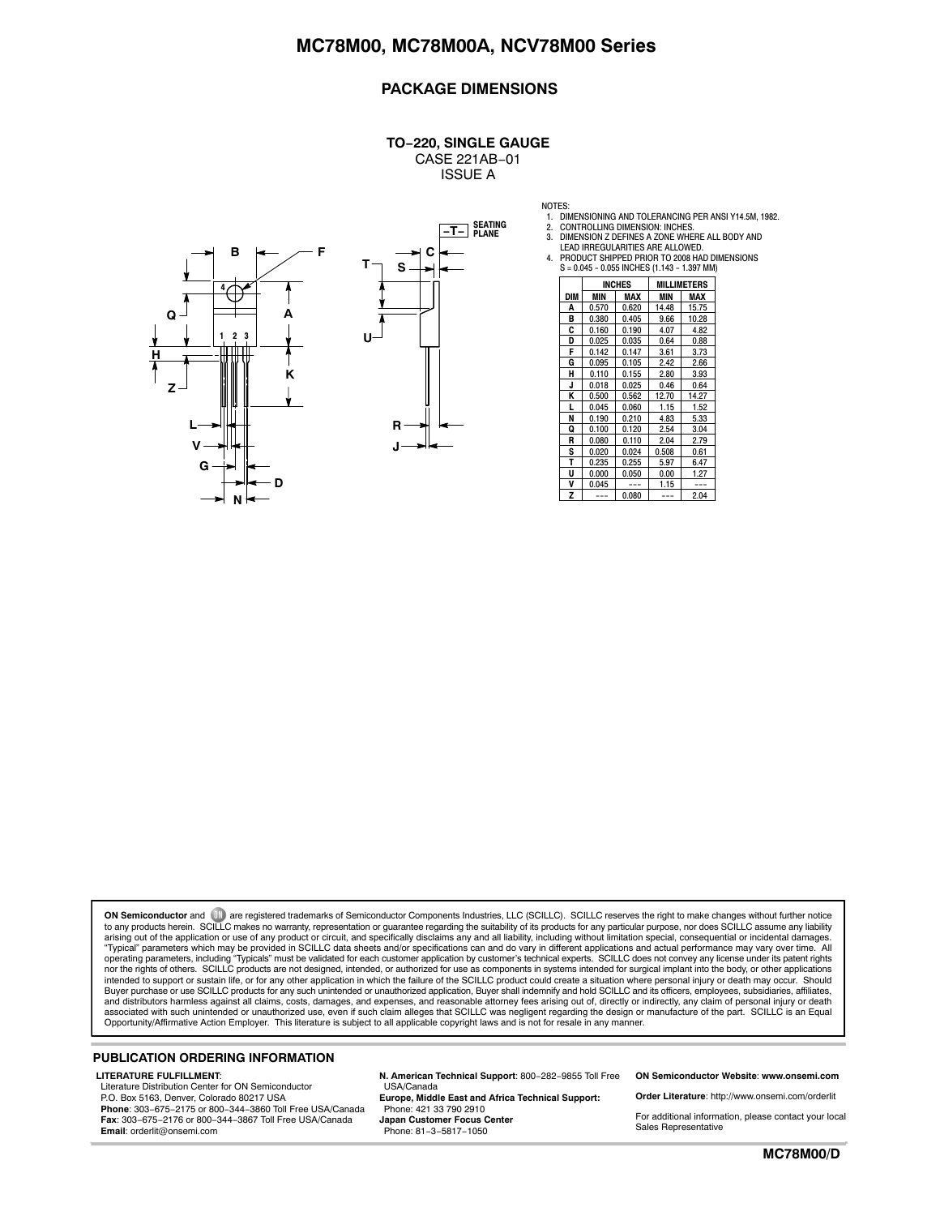## PACKAGE DIMENSIONS

**TO−220, SINGLE GAUGE**
CASE 221AB−01
ISSUE A

NOTES:
1. DIMENSIONING AND TOLERANCING PER ANSI Y14.5M, 1982.
2. CONTROLLING DIMENSION: INCHES.
3. DIMENSION Z DEFINES A ZONE WHERE ALL BODY AND LEAD IRREGULARITIES ARE ALLOWED.
4. PRODUCT SHIPPED PRIOR TO 2008 HAD DIMENSIONS S = 0.045 − 0.055 INCHES (1.143 − 1.397 MM)

| DIM | INCHES | | MILLIMETERS | |
|---|---|---|---|---|
| | MIN | MAX | MIN | MAX |
| A | 0.570 | 0.620 | 14.48 | 15.75 |
| B | 0.380 | 0.405 | 9.66 | 10.28 |
| C | 0.160 | 0.190 | 4.07 | 4.82 |
| D | 0.025 | 0.035 | 0.64 | 0.88 |
| F | 0.142 | 0.147 | 3.61 | 3.73 |
| G | 0.095 | 0.105 | 2.42 | 2.66 |
| H | 0.110 | 0.155 | 2.80 | 3.93 |
| J | 0.018 | 0.025 | 0.46 | 0.64 |
| K | 0.500 | 0.562 | 12.70 | 14.27 |
| L | 0.045 | 0.060 | 1.15 | 1.52 |
| N | 0.190 | 0.210 | 4.83 | 5.33 |
| Q | 0.100 | 0.120 | 2.54 | 3.04 |
| R | 0.080 | 0.110 | 2.04 | 2.79 |
| S | 0.020 | 0.024 | 0.508 | 0.61 |
| T | 0.235 | 0.255 | 5.97 | 6.47 |
| U | 0.000 | 0.050 | 0.00 | 1.27 |
| V | 0.045 | --- | 1.15 | --- |
| Z | --- | 0.080 | --- | 2.04 |

−T− SEATING PLANE

**ON Semiconductor** and  are registered trademarks of Semiconductor Components Industries, LLC (SCILLC). SCILLC reserves the right to make changes without further notice to any products herein. SCILLC makes no warranty, representation or guarantee regarding the suitability of its products for any particular purpose, nor does SCILLC assume any liability arising out of the application or use of any product or circuit, and specifically disclaims any and all liability, including without limitation special, consequential or incidental damages. "Typical" parameters which may be provided in SCILLC data sheets and/or specifications can and do vary in different applications and actual performance may vary over time. All operating parameters, including "Typicals" must be validated for each customer application by customer's technical experts. SCILLC does not convey any license under its patent rights nor the rights of others. SCILLC products are not designed, intended, or authorized for use as components in systems intended for surgical implant into the body, or other applications intended to support or sustain life, or for any other application in which the failure of the SCILLC product could create a situation where personal injury or death may occur. Should Buyer purchase or use SCILLC products for any such unintended or unauthorized application, Buyer shall indemnify and hold SCILLC and its officers, employees, subsidiaries, affiliates, and distributors harmless against all claims, costs, damages, and expenses, and reasonable attorney fees arising out of, directly or indirectly, any claim of personal injury or death associated with such unintended or unauthorized use, even if such claim alleges that SCILLC was negligent regarding the design or manufacture of the part. SCILLC is an Equal Opportunity/Affirmative Action Employer. This literature is subject to all applicable copyright laws and is not for resale in any manner.

### PUBLICATION ORDERING INFORMATION

**LITERATURE FULFILLMENT**:
Literature Distribution Center for ON Semiconductor
P.O. Box 5163, Denver, Colorado 80217 USA
**Phone**: 303−675−2175 or 800−344−3860 Toll Free USA/Canada
**Fax**: 303−675−2176 or 800−344−3867 Toll Free USA/Canada
**Email**: orderlit@onsemi.com

**N. American Technical Support**: 800−282−9855 Toll Free USA/Canada
**Europe, Middle East and Africa Technical Support:**
Phone: 421 33 790 2910
**Japan Customer Focus Center**
Phone: 81−3−5817−1050

**ON Semiconductor Website**: **www.onsemi.com**

**Order Literature**: http://www.onsemi.com/orderlit

For additional information, please contact your local Sales Representative

**MC78M00/D**